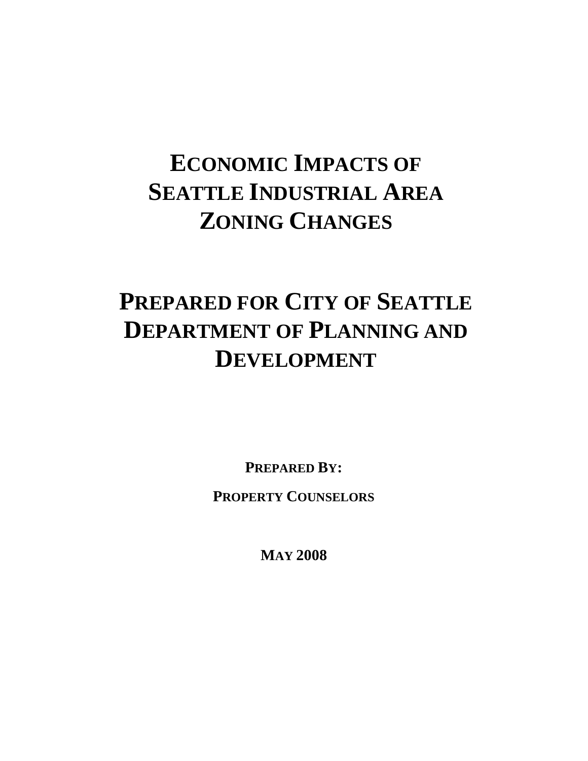# ECONOMIC IMPACTS OF SEATTLE INDUSTRIAL AREA ZONING CHANGES

# PREPARED FOR CITY OF SEATTLE DEPARTMENT OF PLANNING AND DEVELOPMENT

**PREPARED BY:**

**PROPERTY COUNSELORS**

**MAY 2008**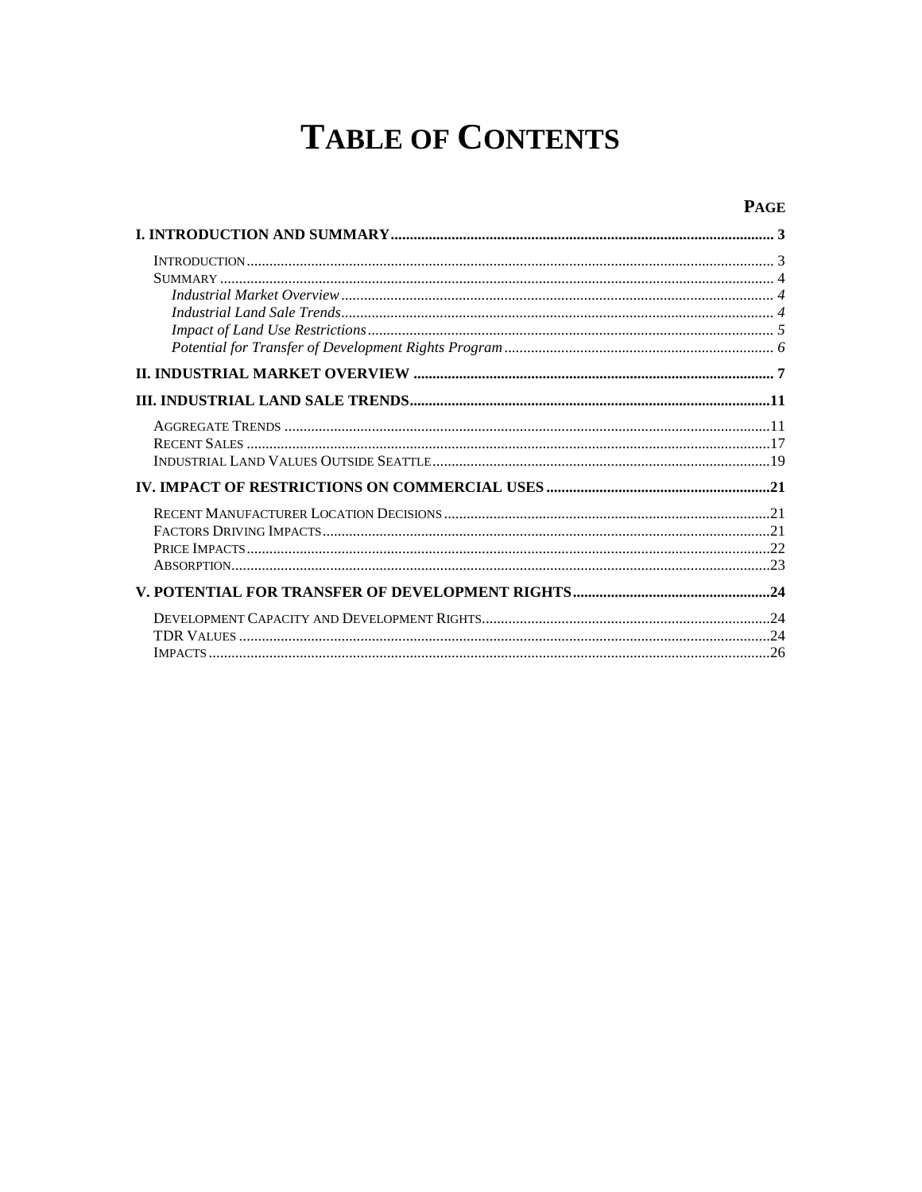# TABLE OF CONTENTS

| | PAGE |
|---|---|
| **I. INTRODUCTION AND SUMMARY** | **3** |
| INTRODUCTION | 3 |
| SUMMARY | 4 |
| *Industrial Market Overview* | *4* |
| *Industrial Land Sale Trends* | *4* |
| *Impact of Land Use Restrictions* | *5* |
| *Potential for Transfer of Development Rights Program* | *6* |
| **II. INDUSTRIAL MARKET OVERVIEW** | **7** |
| **III. INDUSTRIAL LAND SALE TRENDS** | **11** |
| AGGREGATE TRENDS | 11 |
| RECENT SALES | 17 |
| INDUSTRIAL LAND VALUES OUTSIDE SEATTLE | 19 |
| **IV. IMPACT OF RESTRICTIONS ON COMMERCIAL USES** | **21** |
| RECENT MANUFACTURER LOCATION DECISIONS | 21 |
| FACTORS DRIVING IMPACTS | 21 |
| PRICE IMPACTS | 22 |
| ABSORPTION | 23 |
| **V. POTENTIAL FOR TRANSFER OF DEVELOPMENT RIGHTS** | **24** |
| DEVELOPMENT CAPACITY AND DEVELOPMENT RIGHTS | 24 |
| TDR VALUES | 24 |
| IMPACTS | 26 |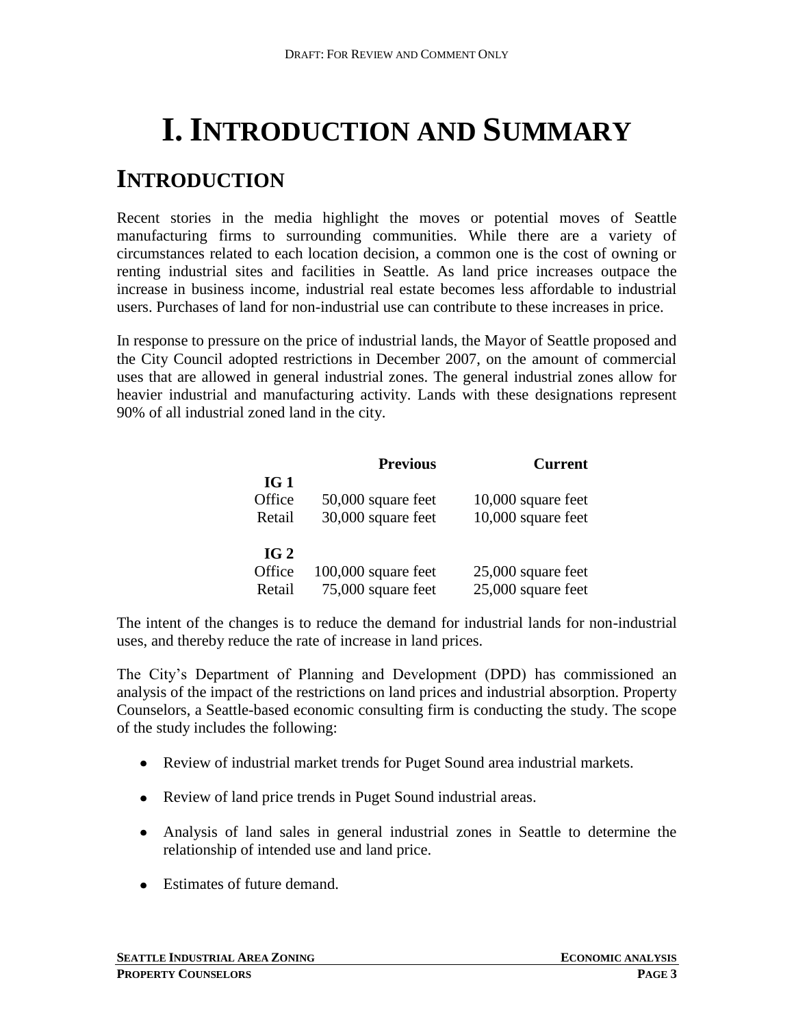# I. INTRODUCTION AND SUMMARY

## INTRODUCTION

Recent stories in the media highlight the moves or potential moves of Seattle manufacturing firms to surrounding communities. While there are a variety of circumstances related to each location decision, a common one is the cost of owning or renting industrial sites and facilities in Seattle. As land price increases outpace the increase in business income, industrial real estate becomes less affordable to industrial users. Purchases of land for non-industrial use can contribute to these increases in price.

In response to pressure on the price of industrial lands, the Mayor of Seattle proposed and the City Council adopted restrictions in December 2007, on the amount of commercial uses that are allowed in general industrial zones. The general industrial zones allow for heavier industrial and manufacturing activity. Lands with these designations represent 90% of all industrial zoned land in the city.

| | Previous | Current |
|---|---|---|
| **IG 1** | | |
| Office | 50,000 square feet | 10,000 square feet |
| Retail | 30,000 square feet | 10,000 square feet |
| **IG 2** | | |
| Office | 100,000 square feet | 25,000 square feet |
| Retail | 75,000 square feet | 25,000 square feet |

The intent of the changes is to reduce the demand for industrial lands for non-industrial uses, and thereby reduce the rate of increase in land prices.

The City's Department of Planning and Development (DPD) has commissioned an analysis of the impact of the restrictions on land prices and industrial absorption. Property Counselors, a Seattle-based economic consulting firm is conducting the study. The scope of the study includes the following:

- Review of industrial market trends for Puget Sound area industrial markets.
- Review of land price trends in Puget Sound industrial areas.
- Analysis of land sales in general industrial zones in Seattle to determine the relationship of intended use and land price.
- Estimates of future demand.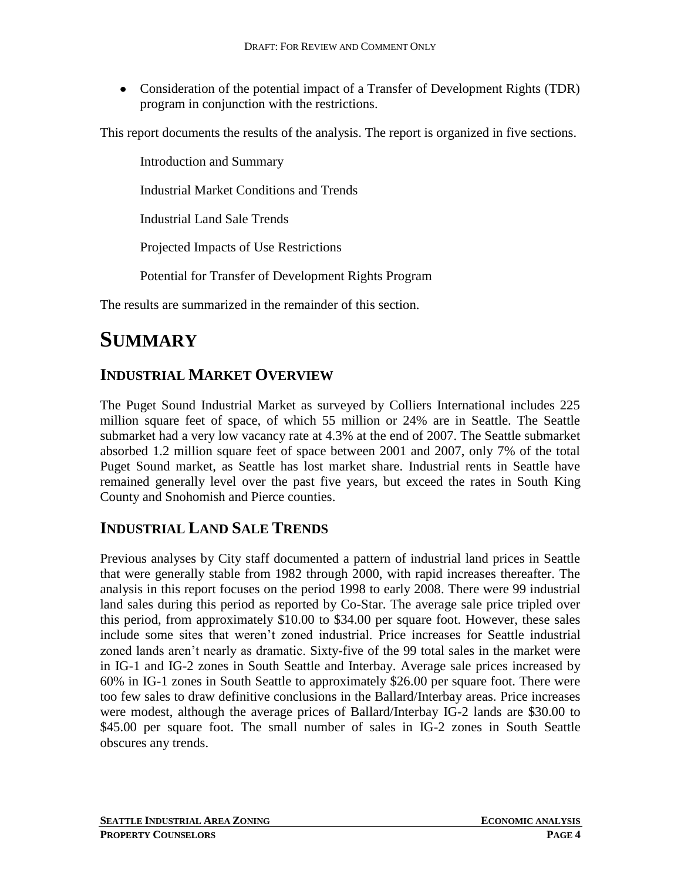- Consideration of the potential impact of a Transfer of Development Rights (TDR) program in conjunction with the restrictions.

This report documents the results of the analysis. The report is organized in five sections.

Introduction and Summary

Industrial Market Conditions and Trends

Industrial Land Sale Trends

Projected Impacts of Use Restrictions

Potential for Transfer of Development Rights Program

The results are summarized in the remainder of this section.

# SUMMARY

## INDUSTRIAL MARKET OVERVIEW

The Puget Sound Industrial Market as surveyed by Colliers International includes 225 million square feet of space, of which 55 million or 24% are in Seattle. The Seattle submarket had a very low vacancy rate at 4.3% at the end of 2007. The Seattle submarket absorbed 1.2 million square feet of space between 2001 and 2007, only 7% of the total Puget Sound market, as Seattle has lost market share. Industrial rents in Seattle have remained generally level over the past five years, but exceed the rates in South King County and Snohomish and Pierce counties.

## INDUSTRIAL LAND SALE TRENDS

Previous analyses by City staff documented a pattern of industrial land prices in Seattle that were generally stable from 1982 through 2000, with rapid increases thereafter. The analysis in this report focuses on the period 1998 to early 2008. There were 99 industrial land sales during this period as reported by Co-Star. The average sale price tripled over this period, from approximately \$10.00 to \$34.00 per square foot. However, these sales include some sites that weren't zoned industrial. Price increases for Seattle industrial zoned lands aren't nearly as dramatic. Sixty-five of the 99 total sales in the market were in IG-1 and IG-2 zones in South Seattle and Interbay. Average sale prices increased by 60% in IG-1 zones in South Seattle to approximately \$26.00 per square foot. There were too few sales to draw definitive conclusions in the Ballard/Interbay areas. Price increases were modest, although the average prices of Ballard/Interbay IG-2 lands are \$30.00 to \$45.00 per square foot. The small number of sales in IG-2 zones in South Seattle obscures any trends.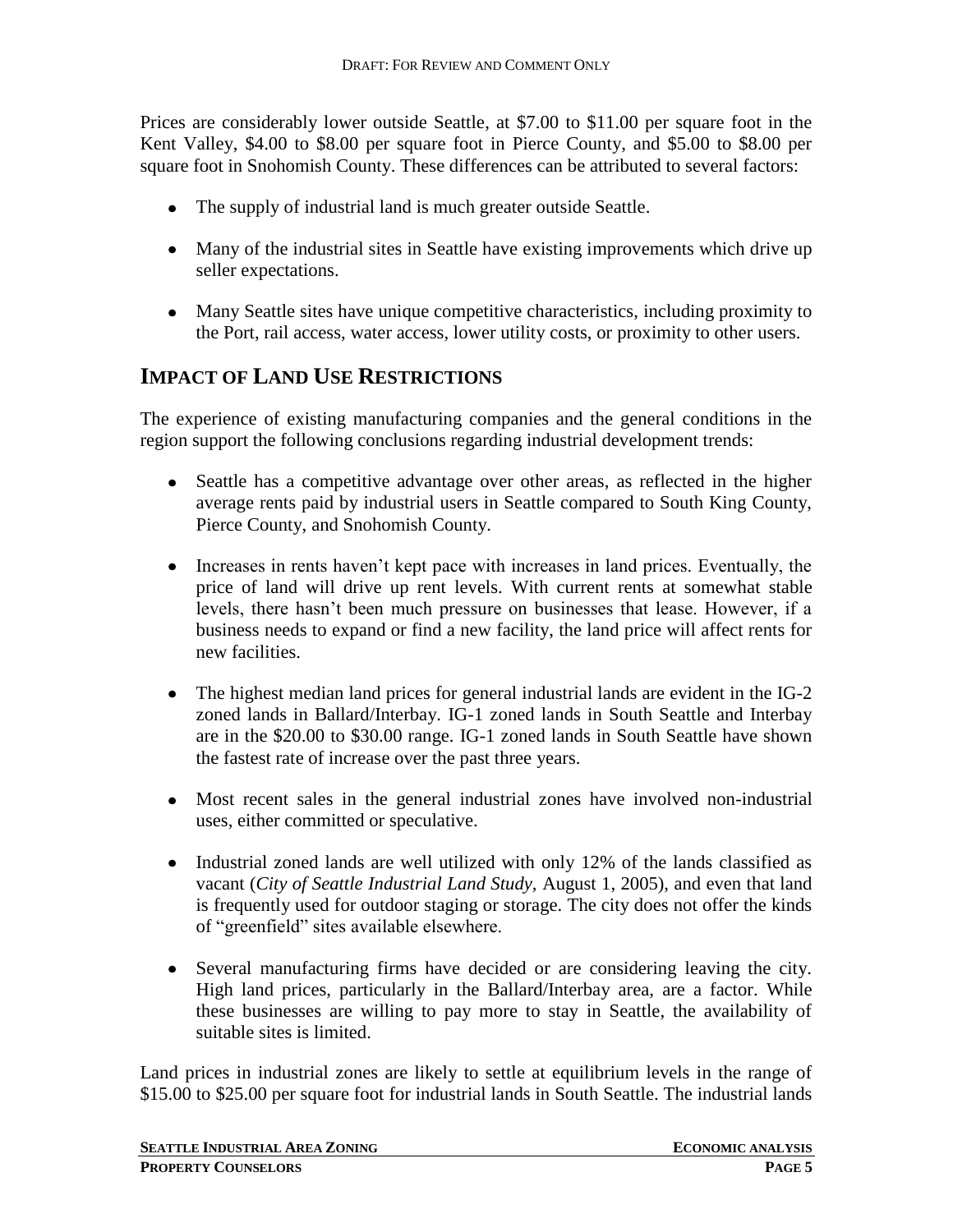Prices are considerably lower outside Seattle, at $7.00 to $11.00 per square foot in the Kent Valley, $4.00 to $8.00 per square foot in Pierce County, and $5.00 to $8.00 per square foot in Snohomish County. These differences can be attributed to several factors:

- The supply of industrial land is much greater outside Seattle.
- Many of the industrial sites in Seattle have existing improvements which drive up seller expectations.
- Many Seattle sites have unique competitive characteristics, including proximity to the Port, rail access, water access, lower utility costs, or proximity to other users.

## IMPACT OF LAND USE RESTRICTIONS

The experience of existing manufacturing companies and the general conditions in the region support the following conclusions regarding industrial development trends:

- Seattle has a competitive advantage over other areas, as reflected in the higher average rents paid by industrial users in Seattle compared to South King County, Pierce County, and Snohomish County.
- Increases in rents haven't kept pace with increases in land prices. Eventually, the price of land will drive up rent levels. With current rents at somewhat stable levels, there hasn't been much pressure on businesses that lease. However, if a business needs to expand or find a new facility, the land price will affect rents for new facilities.
- The highest median land prices for general industrial lands are evident in the IG-2 zoned lands in Ballard/Interbay. IG-1 zoned lands in South Seattle and Interbay are in the $20.00 to $30.00 range. IG-1 zoned lands in South Seattle have shown the fastest rate of increase over the past three years.
- Most recent sales in the general industrial zones have involved non-industrial uses, either committed or speculative.
- Industrial zoned lands are well utilized with only 12% of the lands classified as vacant (*City of Seattle Industrial Land Study,* August 1, 2005), and even that land is frequently used for outdoor staging or storage. The city does not offer the kinds of "greenfield" sites available elsewhere.
- Several manufacturing firms have decided or are considering leaving the city. High land prices, particularly in the Ballard/Interbay area, are a factor. While these businesses are willing to pay more to stay in Seattle, the availability of suitable sites is limited.

Land prices in industrial zones are likely to settle at equilibrium levels in the range of $15.00 to $25.00 per square foot for industrial lands in South Seattle. The industrial lands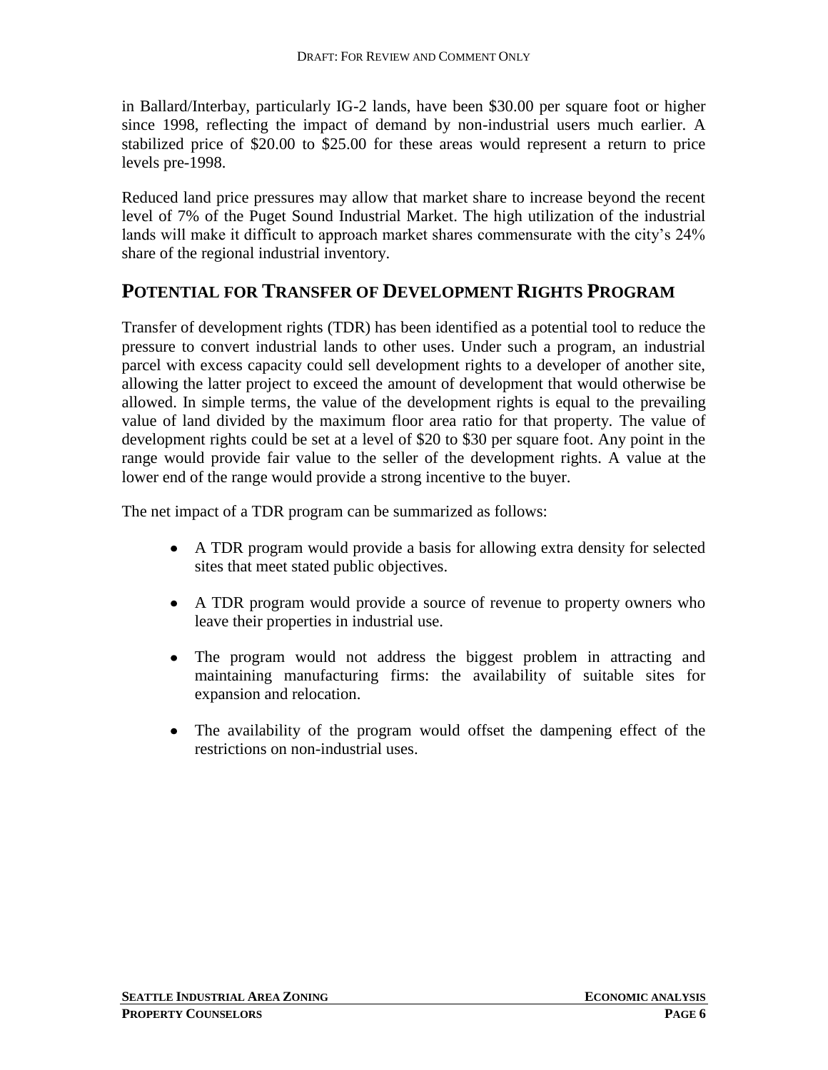in Ballard/Interbay, particularly IG-2 lands, have been $30.00 per square foot or higher since 1998, reflecting the impact of demand by non-industrial users much earlier. A stabilized price of $20.00 to $25.00 for these areas would represent a return to price levels pre-1998.

Reduced land price pressures may allow that market share to increase beyond the recent level of 7% of the Puget Sound Industrial Market. The high utilization of the industrial lands will make it difficult to approach market shares commensurate with the city's 24% share of the regional industrial inventory.

## Potential for Transfer of Development Rights Program

Transfer of development rights (TDR) has been identified as a potential tool to reduce the pressure to convert industrial lands to other uses. Under such a program, an industrial parcel with excess capacity could sell development rights to a developer of another site, allowing the latter project to exceed the amount of development that would otherwise be allowed. In simple terms, the value of the development rights is equal to the prevailing value of land divided by the maximum floor area ratio for that property. The value of development rights could be set at a level of $20 to $30 per square foot. Any point in the range would provide fair value to the seller of the development rights. A value at the lower end of the range would provide a strong incentive to the buyer.

The net impact of a TDR program can be summarized as follows:

- A TDR program would provide a basis for allowing extra density for selected sites that meet stated public objectives.
- A TDR program would provide a source of revenue to property owners who leave their properties in industrial use.
- The program would not address the biggest problem in attracting and maintaining manufacturing firms: the availability of suitable sites for expansion and relocation.
- The availability of the program would offset the dampening effect of the restrictions on non-industrial uses.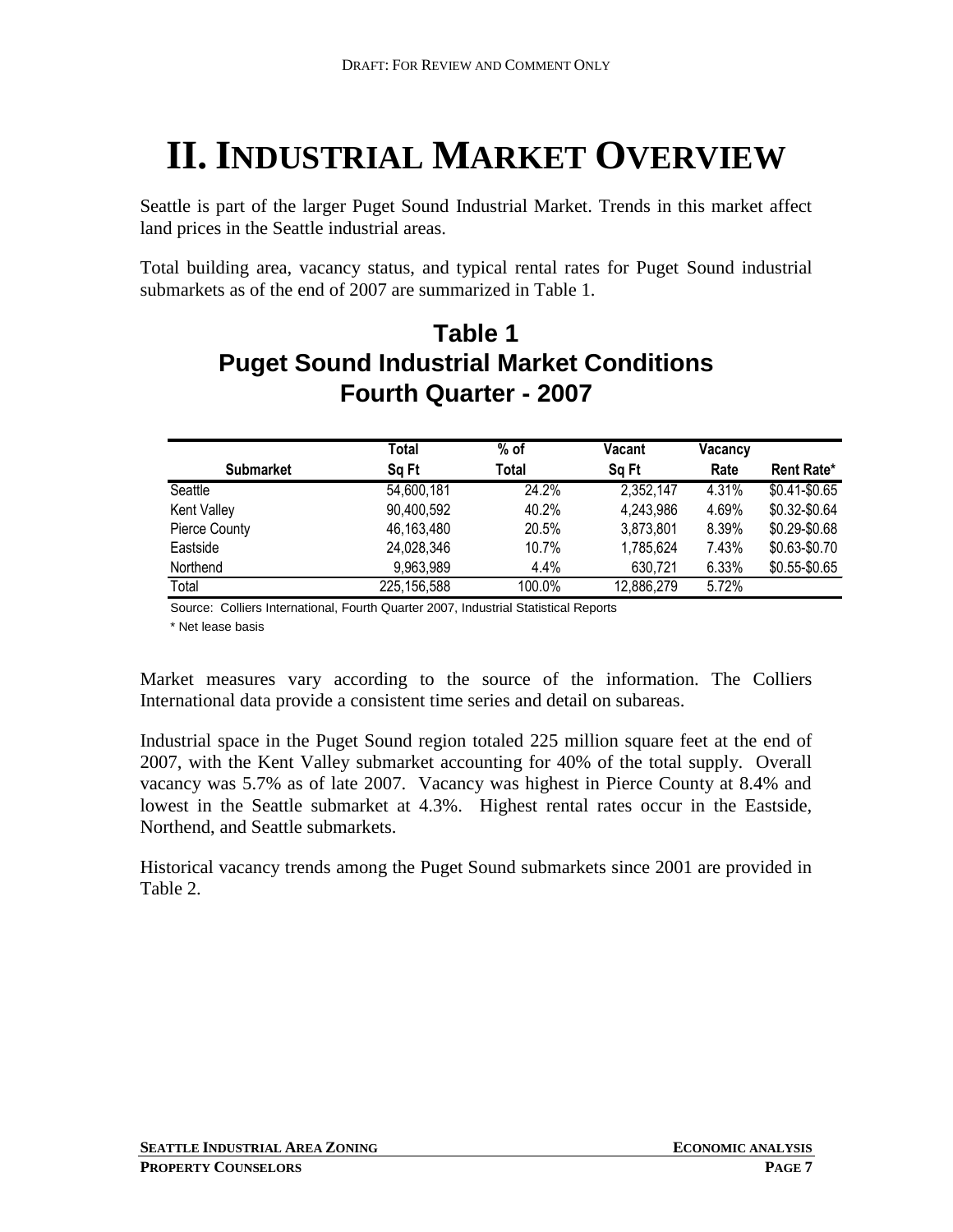# II. INDUSTRIAL MARKET OVERVIEW

Seattle is part of the larger Puget Sound Industrial Market. Trends in this market affect land prices in the Seattle industrial areas.

Total building area, vacancy status, and typical rental rates for Puget Sound industrial submarkets as of the end of 2007 are summarized in Table 1.

## Table 1
## Puget Sound Industrial Market Conditions
## Fourth Quarter - 2007

| Submarket | Total Sq Ft | % of Total | Vacant Sq Ft | Vacancy Rate | Rent Rate* |
|---|---|---|---|---|---|
| Seattle | 54,600,181 | 24.2% | 2,352,147 | 4.31% | $0.41-$0.65 |
| Kent Valley | 90,400,592 | 40.2% | 4,243,986 | 4.69% | $0.32-$0.64 |
| Pierce County | 46,163,480 | 20.5% | 3,873,801 | 8.39% | $0.29-$0.68 |
| Eastside | 24,028,346 | 10.7% | 1,785,624 | 7.43% | $0.63-$0.70 |
| Northend | 9,963,989 | 4.4% | 630,721 | 6.33% | $0.55-$0.65 |
| Total | 225,156,588 | 100.0% | 12,886,279 | 5.72% | |

Source: Colliers International, Fourth Quarter 2007, Industrial Statistical Reports

* Net lease basis

Market measures vary according to the source of the information. The Colliers International data provide a consistent time series and detail on subareas.

Industrial space in the Puget Sound region totaled 225 million square feet at the end of 2007, with the Kent Valley submarket accounting for 40% of the total supply. Overall vacancy was 5.7% as of late 2007. Vacancy was highest in Pierce County at 8.4% and lowest in the Seattle submarket at 4.3%. Highest rental rates occur in the Eastside, Northend, and Seattle submarkets.

Historical vacancy trends among the Puget Sound submarkets since 2001 are provided in Table 2.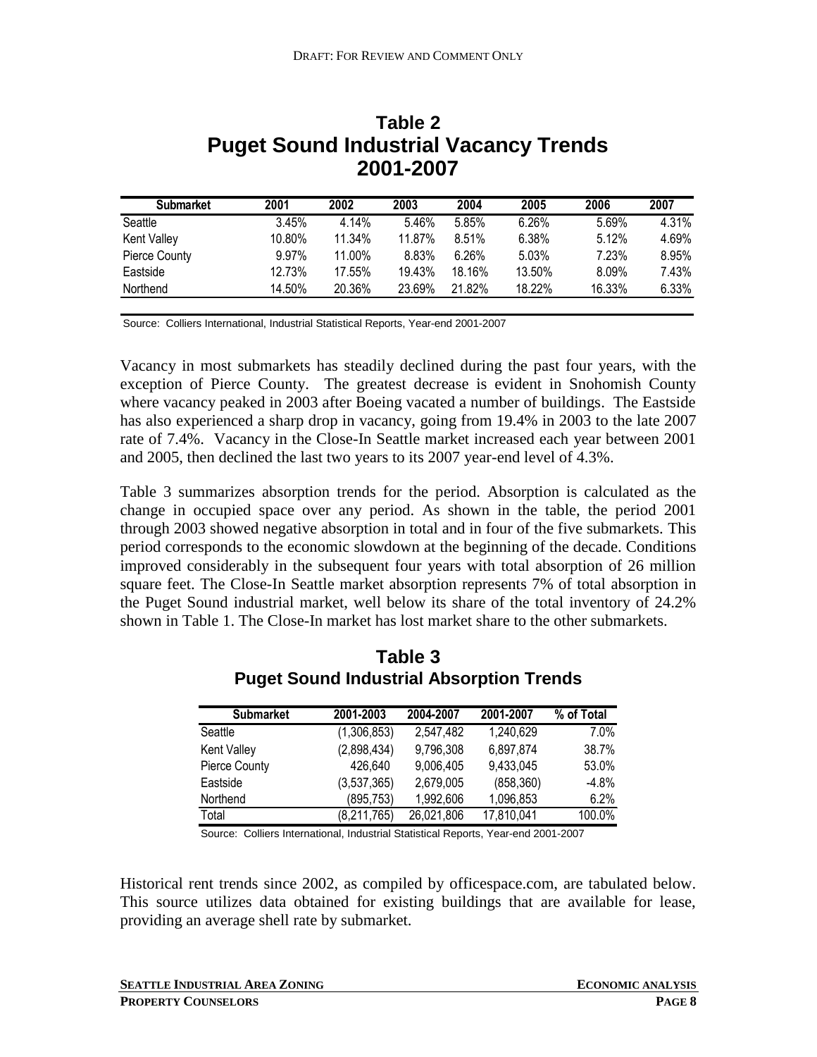## Table 2
## Puget Sound Industrial Vacancy Trends
## 2001-2007

| Submarket | 2001 | 2002 | 2003 | 2004 | 2005 | 2006 | 2007 |
|---|---|---|---|---|---|---|---|
| Seattle | 3.45% | 4.14% | 5.46% | 5.85% | 6.26% | 5.69% | 4.31% |
| Kent Valley | 10.80% | 11.34% | 11.87% | 8.51% | 6.38% | 5.12% | 4.69% |
| Pierce County | 9.97% | 11.00% | 8.83% | 6.26% | 5.03% | 7.23% | 8.95% |
| Eastside | 12.73% | 17.55% | 19.43% | 18.16% | 13.50% | 8.09% | 7.43% |
| Northend | 14.50% | 20.36% | 23.69% | 21.82% | 18.22% | 16.33% | 6.33% |

Source: Colliers International, Industrial Statistical Reports, Year-end 2001-2007

Vacancy in most submarkets has steadily declined during the past four years, with the exception of Pierce County. The greatest decrease is evident in Snohomish County where vacancy peaked in 2003 after Boeing vacated a number of buildings. The Eastside has also experienced a sharp drop in vacancy, going from 19.4% in 2003 to the late 2007 rate of 7.4%. Vacancy in the Close-In Seattle market increased each year between 2001 and 2005, then declined the last two years to its 2007 year-end level of 4.3%.

Table 3 summarizes absorption trends for the period. Absorption is calculated as the change in occupied space over any period. As shown in the table, the period 2001 through 2003 showed negative absorption in total and in four of the five submarkets. This period corresponds to the economic slowdown at the beginning of the decade. Conditions improved considerably in the subsequent four years with total absorption of 26 million square feet. The Close-In Seattle market absorption represents 7% of total absorption in the Puget Sound industrial market, well below its share of the total inventory of 24.2% shown in Table 1. The Close-In market has lost market share to the other submarkets.

## Table 3
## Puget Sound Industrial Absorption Trends

| Submarket | 2001-2003 | 2004-2007 | 2001-2007 | % of Total |
|---|---|---|---|---|
| Seattle | (1,306,853) | 2,547,482 | 1,240,629 | 7.0% |
| Kent Valley | (2,898,434) | 9,796,308 | 6,897,874 | 38.7% |
| Pierce County | 426,640 | 9,006,405 | 9,433,045 | 53.0% |
| Eastside | (3,537,365) | 2,679,005 | (858,360) | -4.8% |
| Northend | (895,753) | 1,992,606 | 1,096,853 | 6.2% |
| Total | (8,211,765) | 26,021,806 | 17,810,041 | 100.0% |

Source: Colliers International, Industrial Statistical Reports, Year-end 2001-2007

Historical rent trends since 2002, as compiled by officespace.com, are tabulated below. This source utilizes data obtained for existing buildings that are available for lease, providing an average shell rate by submarket.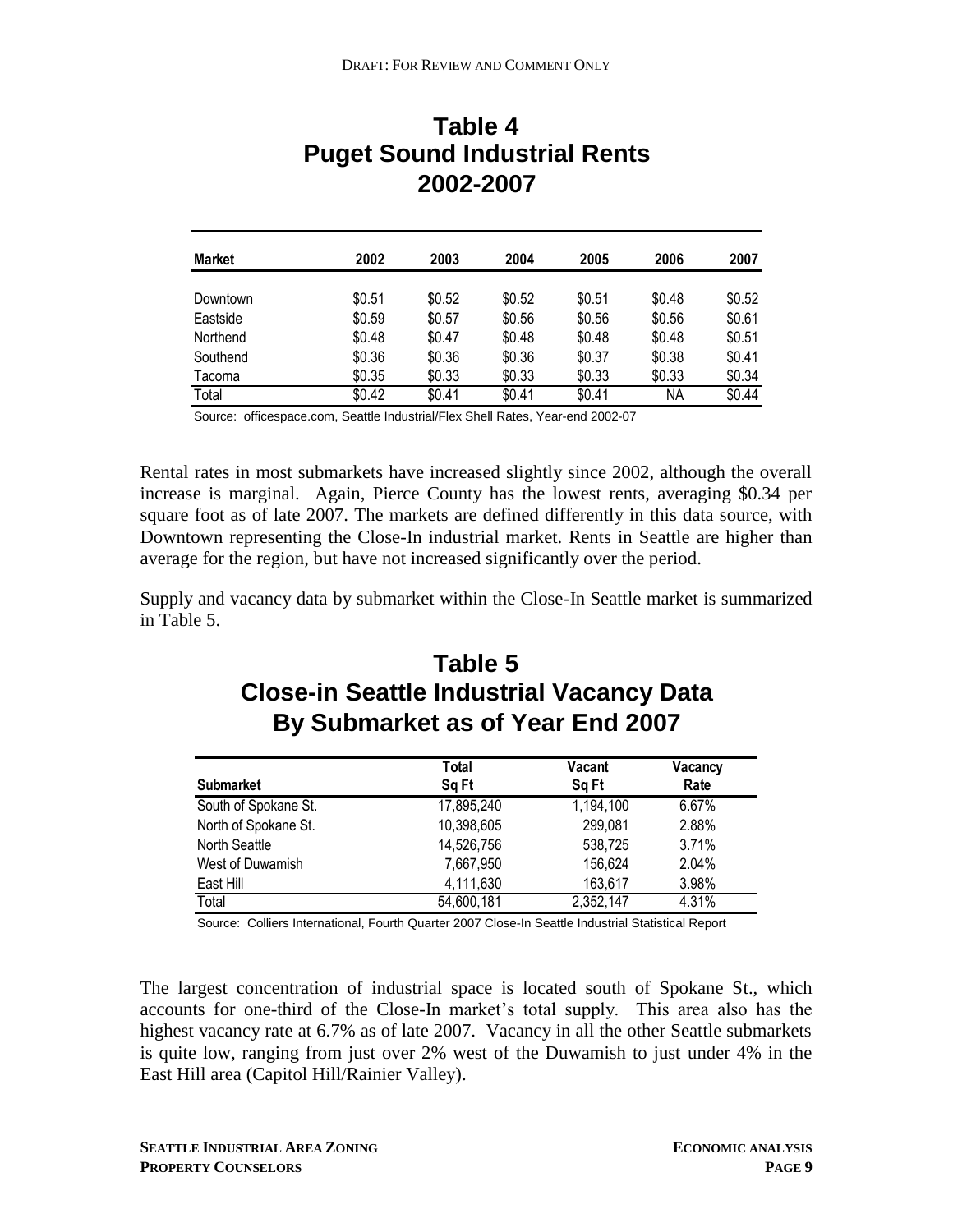# Table 4
# Puget Sound Industrial Rents
# 2002-2007

| Market | 2002 | 2003 | 2004 | 2005 | 2006 | 2007 |
|---|---|---|---|---|---|---|
| Downtown | $0.51 | $0.52 | $0.52 | $0.51 | $0.48 | $0.52 |
| Eastside | $0.59 | $0.57 | $0.56 | $0.56 | $0.56 | $0.61 |
| Northend | $0.48 | $0.47 | $0.48 | $0.48 | $0.48 | $0.51 |
| Southend | $0.36 | $0.36 | $0.36 | $0.37 | $0.38 | $0.41 |
| Tacoma | $0.35 | $0.33 | $0.33 | $0.33 | $0.33 | $0.34 |
| Total | $0.42 | $0.41 | $0.41 | $0.41 | NA | $0.44 |

Source: officespace.com, Seattle Industrial/Flex Shell Rates, Year-end 2002-07

Rental rates in most submarkets have increased slightly since 2002, although the overall increase is marginal. Again, Pierce County has the lowest rents, averaging $0.34 per square foot as of late 2007. The markets are defined differently in this data source, with Downtown representing the Close-In industrial market. Rents in Seattle are higher than average for the region, but have not increased significantly over the period.

Supply and vacancy data by submarket within the Close-In Seattle market is summarized in Table 5.

# Table 5
# Close-in Seattle Industrial Vacancy Data
# By Submarket as of Year End 2007

| Submarket | Total Sq Ft | Vacant Sq Ft | Vacancy Rate |
|---|---|---|---|
| South of Spokane St. | 17,895,240 | 1,194,100 | 6.67% |
| North of Spokane St. | 10,398,605 | 299,081 | 2.88% |
| North Seattle | 14,526,756 | 538,725 | 3.71% |
| West of Duwamish | 7,667,950 | 156,624 | 2.04% |
| East Hill | 4,111,630 | 163,617 | 3.98% |
| Total | 54,600,181 | 2,352,147 | 4.31% |

Source: Colliers International, Fourth Quarter 2007 Close-In Seattle Industrial Statistical Report

The largest concentration of industrial space is located south of Spokane St., which accounts for one-third of the Close-In market's total supply. This area also has the highest vacancy rate at 6.7% as of late 2007. Vacancy in all the other Seattle submarkets is quite low, ranging from just over 2% west of the Duwamish to just under 4% in the East Hill area (Capitol Hill/Rainier Valley).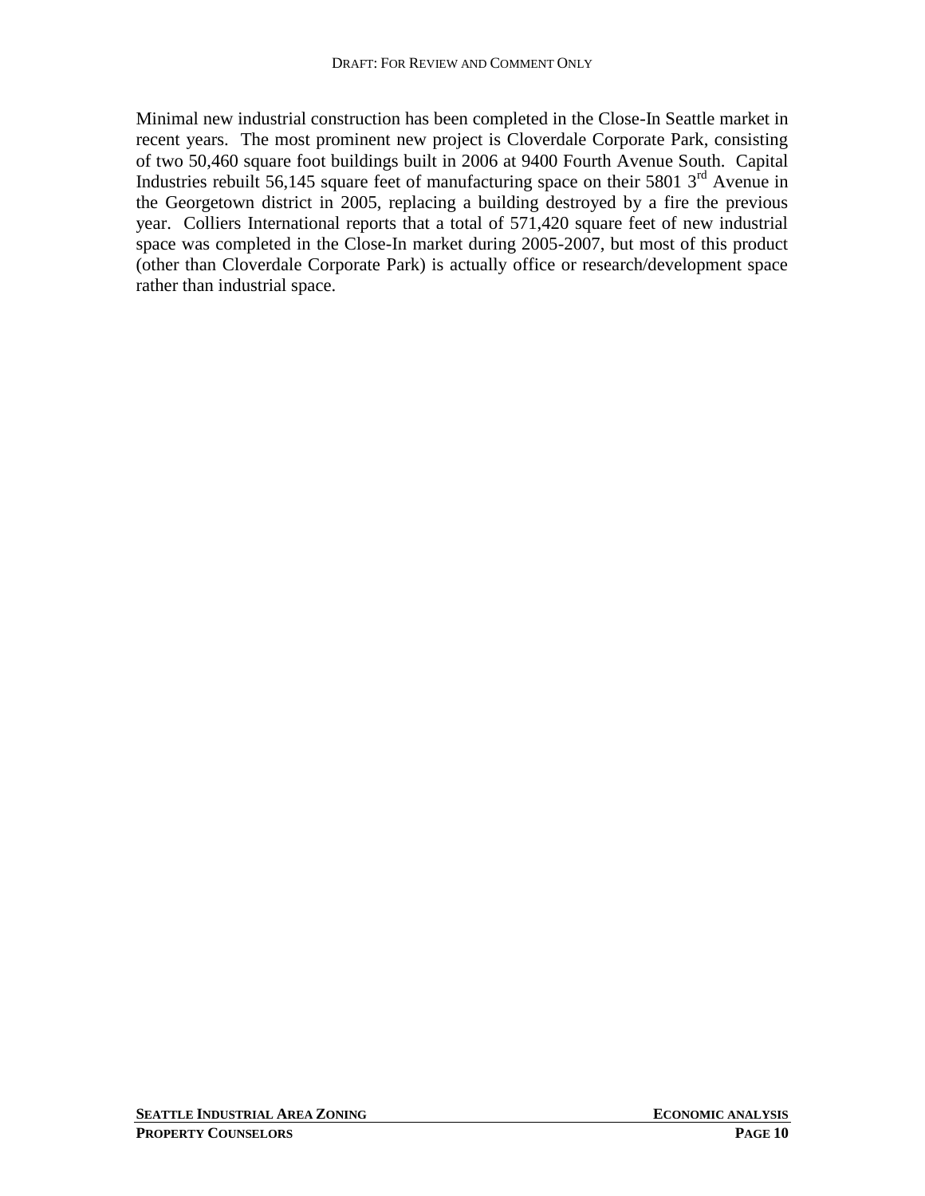Minimal new industrial construction has been completed in the Close-In Seattle market in recent years. The most prominent new project is Cloverdale Corporate Park, consisting of two 50,460 square foot buildings built in 2006 at 9400 Fourth Avenue South. Capital Industries rebuilt 56,145 square feet of manufacturing space on their 5801 3rd Avenue in the Georgetown district in 2005, replacing a building destroyed by a fire the previous year. Colliers International reports that a total of 571,420 square feet of new industrial space was completed in the Close-In market during 2005-2007, but most of this product (other than Cloverdale Corporate Park) is actually office or research/development space rather than industrial space.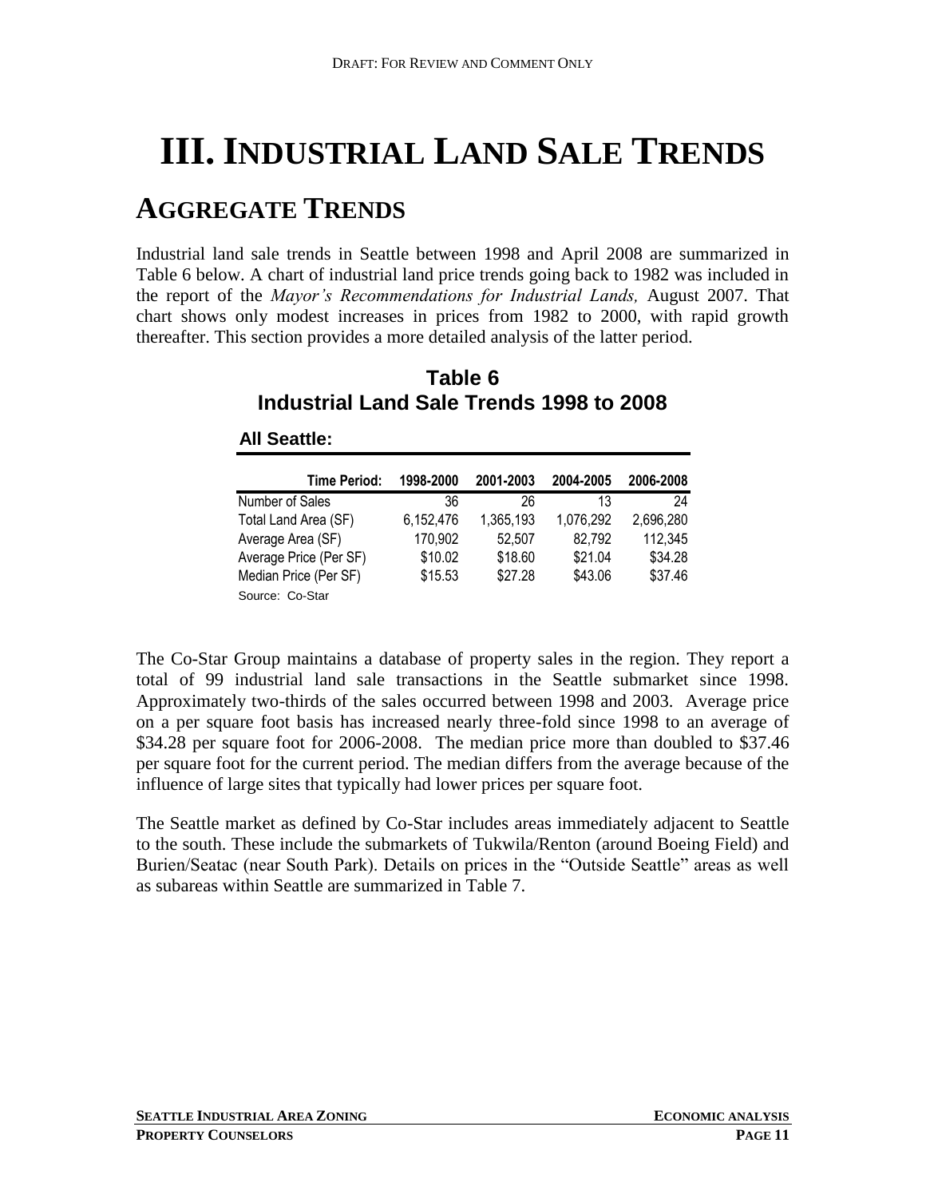# III. Industrial Land Sale Trends

## Aggregate Trends

Industrial land sale trends in Seattle between 1998 and April 2008 are summarized in Table 6 below. A chart of industrial land price trends going back to 1982 was included in the report of the *Mayor's Recommendations for Industrial Lands,* August 2007. That chart shows only modest increases in prices from 1982 to 2000, with rapid growth thereafter. This section provides a more detailed analysis of the latter period.

**Table 6**
**Industrial Land Sale Trends 1998 to 2008**

**All Seattle:**

| Time Period: | 1998-2000 | 2001-2003 | 2004-2005 | 2006-2008 |
|---|---|---|---|---|
| Number of Sales | 36 | 26 | 13 | 24 |
| Total Land Area (SF) | 6,152,476 | 1,365,193 | 1,076,292 | 2,696,280 |
| Average Area (SF) | 170,902 | 52,507 | 82,792 | 112,345 |
| Average Price (Per SF) | \$10.02 | \$18.60 | \$21.04 | \$34.28 |
| Median Price (Per SF) | \$15.53 | \$27.28 | \$43.06 | \$37.46 |

Source: Co-Star

The Co-Star Group maintains a database of property sales in the region. They report a total of 99 industrial land sale transactions in the Seattle submarket since 1998. Approximately two-thirds of the sales occurred between 1998 and 2003. Average price on a per square foot basis has increased nearly three-fold since 1998 to an average of \$34.28 per square foot for 2006-2008. The median price more than doubled to \$37.46 per square foot for the current period. The median differs from the average because of the influence of large sites that typically had lower prices per square foot.

The Seattle market as defined by Co-Star includes areas immediately adjacent to Seattle to the south. These include the submarkets of Tukwila/Renton (around Boeing Field) and Burien/Seatac (near South Park). Details on prices in the "Outside Seattle" areas as well as subareas within Seattle are summarized in Table 7.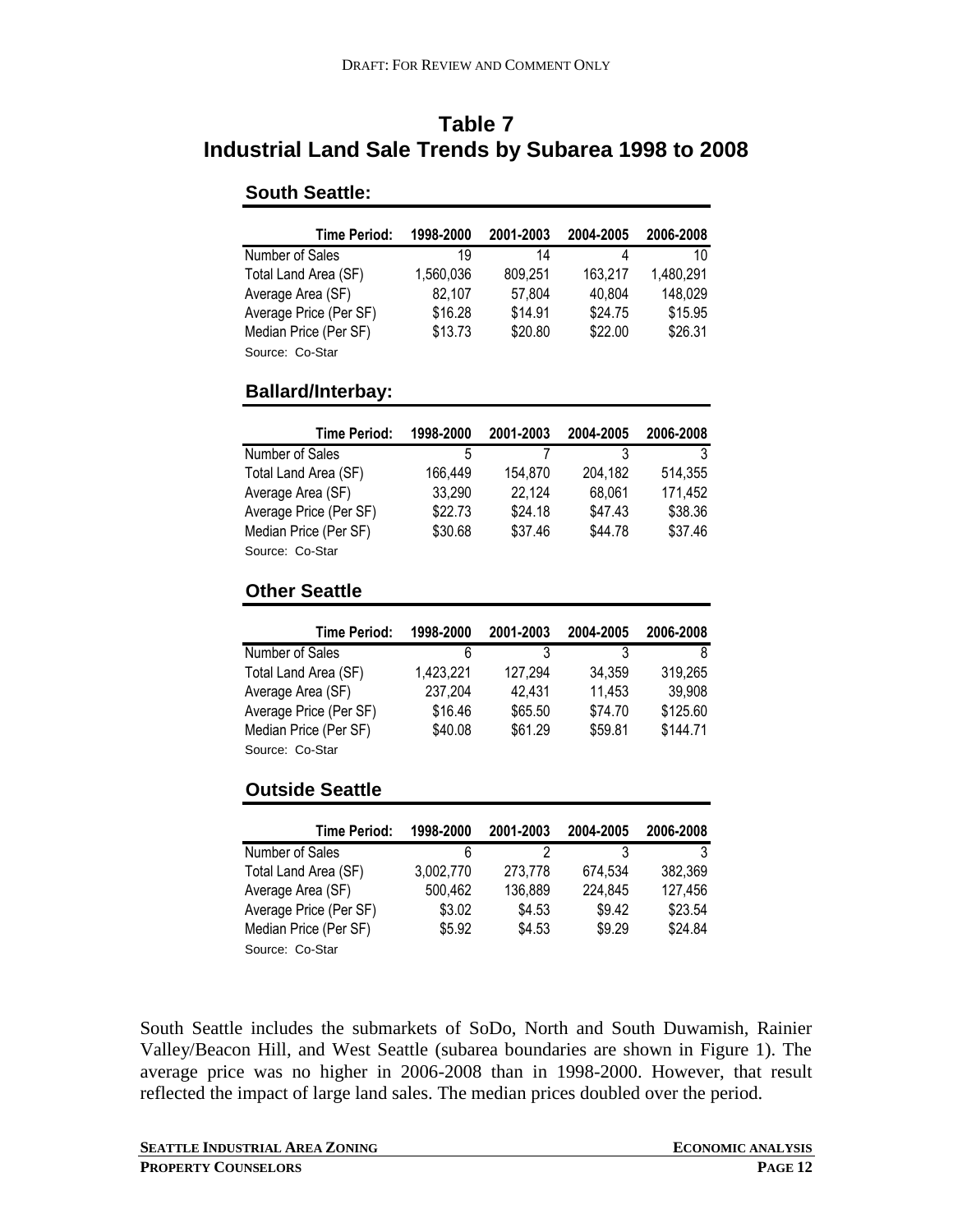# Table 7
# Industrial Land Sale Trends by Subarea 1998 to 2008

### South Seattle:

| Time Period: | 1998-2000 | 2001-2003 | 2004-2005 | 2006-2008 |
|---|---|---|---|---|
| Number of Sales | 19 | 14 | 4 | 10 |
| Total Land Area (SF) | 1,560,036 | 809,251 | 163,217 | 1,480,291 |
| Average Area (SF) | 82,107 | 57,804 | 40,804 | 148,029 |
| Average Price (Per SF) | $16.28 | $14.91 | $24.75 | $15.95 |
| Median Price (Per SF) | $13.73 | $20.80 | $22.00 | $26.31 |

Source: Co-Star

### Ballard/Interbay:

| Time Period: | 1998-2000 | 2001-2003 | 2004-2005 | 2006-2008 |
|---|---|---|---|---|
| Number of Sales | 5 | 7 | 3 | 3 |
| Total Land Area (SF) | 166,449 | 154,870 | 204,182 | 514,355 |
| Average Area (SF) | 33,290 | 22,124 | 68,061 | 171,452 |
| Average Price (Per SF) | $22.73 | $24.18 | $47.43 | $38.36 |
| Median Price (Per SF) | $30.68 | $37.46 | $44.78 | $37.46 |

Source: Co-Star

### Other Seattle

| Time Period: | 1998-2000 | 2001-2003 | 2004-2005 | 2006-2008 |
|---|---|---|---|---|
| Number of Sales | 6 | 3 | 3 | 8 |
| Total Land Area (SF) | 1,423,221 | 127,294 | 34,359 | 319,265 |
| Average Area (SF) | 237,204 | 42,431 | 11,453 | 39,908 |
| Average Price (Per SF) | $16.46 | $65.50 | $74.70 | $125.60 |
| Median Price (Per SF) | $40.08 | $61.29 | $59.81 | $144.71 |

Source: Co-Star

### Outside Seattle

| Time Period: | 1998-2000 | 2001-2003 | 2004-2005 | 2006-2008 |
|---|---|---|---|---|
| Number of Sales | 6 | 2 | 3 | 3 |
| Total Land Area (SF) | 3,002,770 | 273,778 | 674,534 | 382,369 |
| Average Area (SF) | 500,462 | 136,889 | 224,845 | 127,456 |
| Average Price (Per SF) | $3.02 | $4.53 | $9.42 | $23.54 |
| Median Price (Per SF) | $5.92 | $4.53 | $9.29 | $24.84 |

Source: Co-Star

South Seattle includes the submarkets of SoDo, North and South Duwamish, Rainier Valley/Beacon Hill, and West Seattle (subarea boundaries are shown in Figure 1). The average price was no higher in 2006-2008 than in 1998-2000. However, that result reflected the impact of large land sales. The median prices doubled over the period.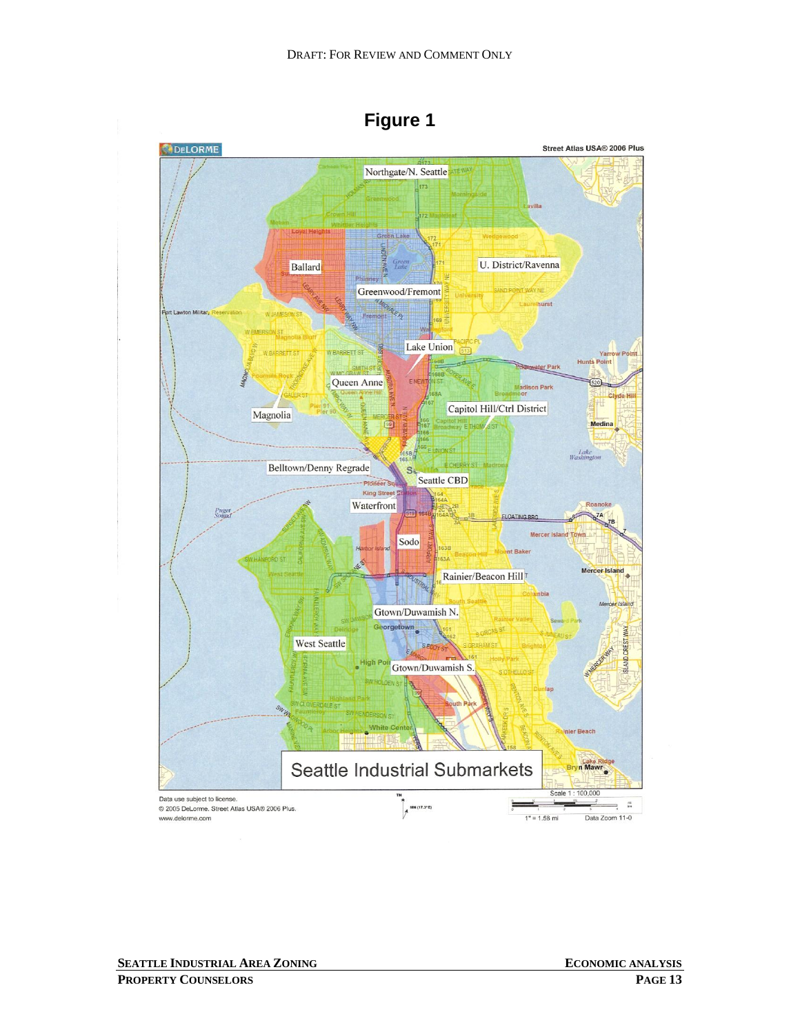# Figure 1

Seattle Industrial Submarkets

Northgate/N. Seattle

Ballard

U. District/Ravenna

Greenwood/Fremont

Lake Union

Queen Anne

Capitol Hill/Ctrl District

Magnolia

Belltown/Denny Regrade

Seattle CBD

Waterfront

Sodo

Rainier/Beacon Hill

Gtown/Duwamish N.

West Seattle

Gtown/Duwamish S.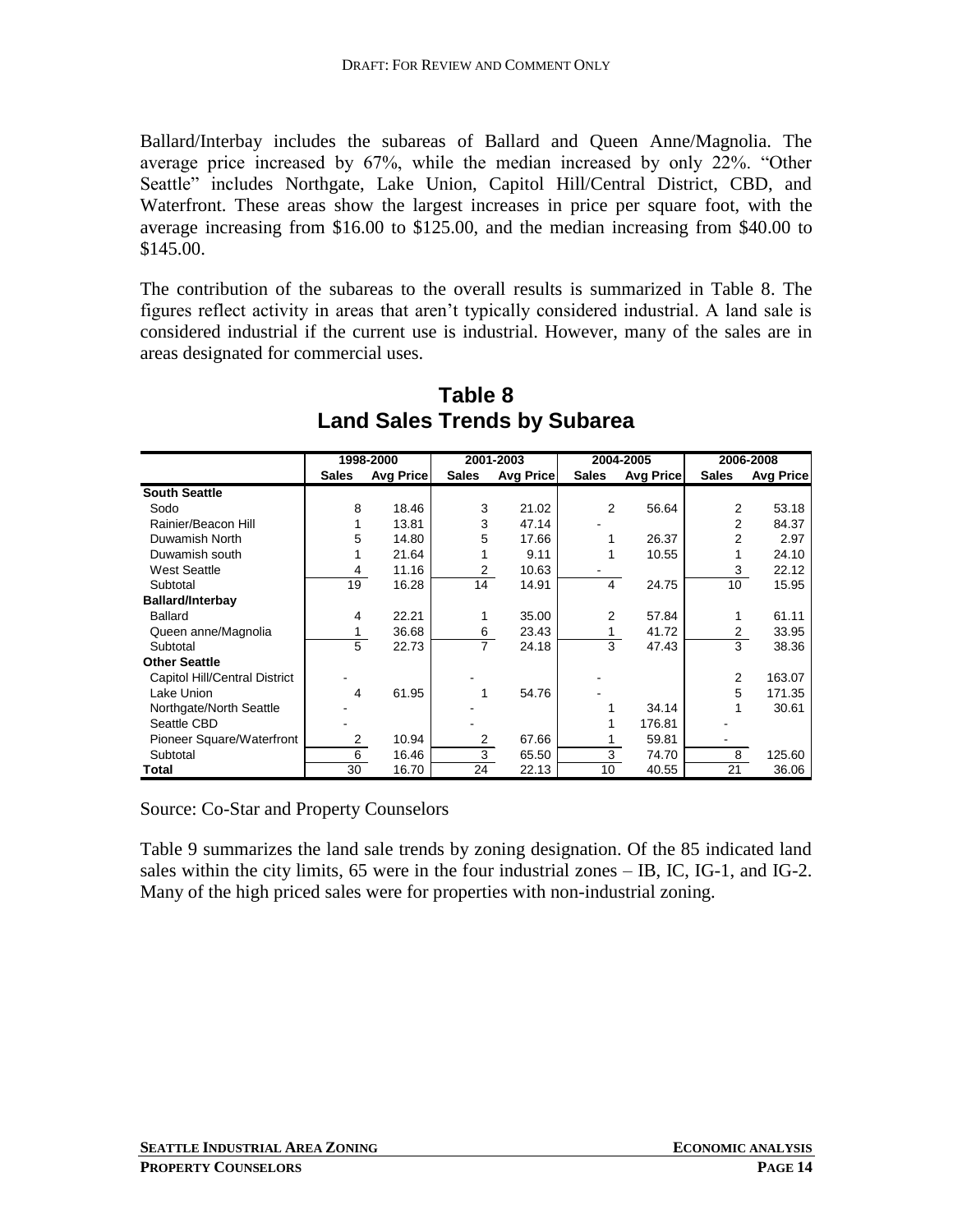Ballard/Interbay includes the subareas of Ballard and Queen Anne/Magnolia. The average price increased by 67%, while the median increased by only 22%. "Other Seattle" includes Northgate, Lake Union, Capitol Hill/Central District, CBD, and Waterfront. These areas show the largest increases in price per square foot, with the average increasing from $16.00 to $125.00, and the median increasing from $40.00 to $145.00.

The contribution of the subareas to the overall results is summarized in Table 8. The figures reflect activity in areas that aren't typically considered industrial. A land sale is considered industrial if the current use is industrial. However, many of the sales are in areas designated for commercial uses.

## Table 8
## Land Sales Trends by Subarea

| | 1998-2000 | | 2001-2003 | | 2004-2005 | | 2006-2008 | |
|---|---|---|---|---|---|---|---|---|
| | **Sales** | **Avg Price** | **Sales** | **Avg Price** | **Sales** | **Avg Price** | **Sales** | **Avg Price** |
| **South Seattle** | | | | | | | | |
| Sodo | 8 | 18.46 | 3 | 21.02 | 2 | 56.64 | 2 | 53.18 |
| Rainier/Beacon Hill | 1 | 13.81 | 3 | 47.14 | - | | 2 | 84.37 |
| Duwamish North | 5 | 14.80 | 5 | 17.66 | 1 | 26.37 | 2 | 2.97 |
| Duwamish south | 1 | 21.64 | 1 | 9.11 | 1 | 10.55 | 1 | 24.10 |
| West Seattle | 4 | 11.16 | 2 | 10.63 | - | | 3 | 22.12 |
| Subtotal | 19 | 16.28 | 14 | 14.91 | 4 | 24.75 | 10 | 15.95 |
| **Ballard/Interbay** | | | | | | | | |
| Ballard | 4 | 22.21 | 1 | 35.00 | 2 | 57.84 | 1 | 61.11 |
| Queen anne/Magnolia | 1 | 36.68 | 6 | 23.43 | 1 | 41.72 | 2 | 33.95 |
| Subtotal | 5 | 22.73 | 7 | 24.18 | 3 | 47.43 | 3 | 38.36 |
| **Other Seattle** | | | | | | | | |
| Capitol Hill/Central District | - | | - | | - | | 2 | 163.07 |
| Lake Union | 4 | 61.95 | 1 | 54.76 | - | | 5 | 171.35 |
| Northgate/North Seattle | - | | - | | 1 | 34.14 | 1 | 30.61 |
| Seattle CBD | - | | - | | 1 | 176.81 | - | |
| Pioneer Square/Waterfront | 2 | 10.94 | 2 | 67.66 | 1 | 59.81 | - | |
| Subtotal | 6 | 16.46 | 3 | 65.50 | 3 | 74.70 | 8 | 125.60 |
| **Total** | 30 | 16.70 | 24 | 22.13 | 10 | 40.55 | 21 | 36.06 |

Source: Co-Star and Property Counselors

Table 9 summarizes the land sale trends by zoning designation. Of the 85 indicated land sales within the city limits, 65 were in the four industrial zones – IB, IC, IG-1, and IG-2. Many of the high priced sales were for properties with non-industrial zoning.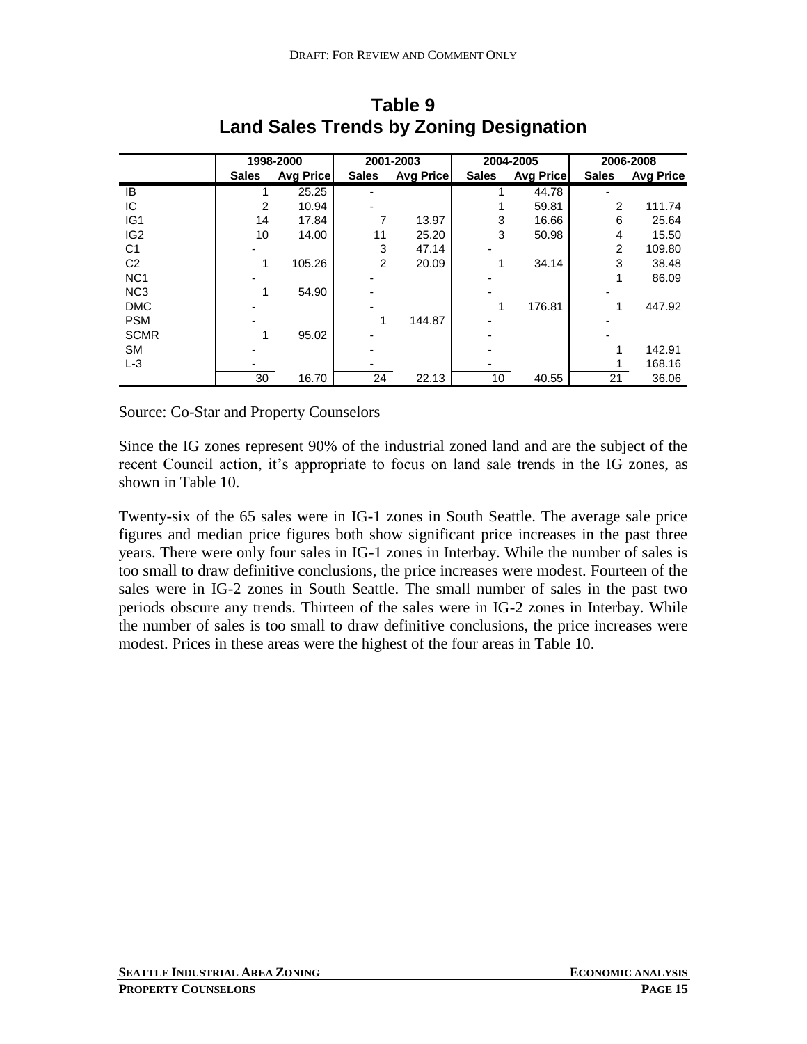# Table 9
## Land Sales Trends by Zoning Designation

| | 1998-2000 | | 2001-2003 | | 2004-2005 | | 2006-2008 | |
|---|---|---|---|---|---|---|---|---|
| | **Sales** | **Avg Price** | **Sales** | **Avg Price** | **Sales** | **Avg Price** | **Sales** | **Avg Price** |
| IB | 1 | 25.25 | - | | 1 | 44.78 | - | |
| IC | 2 | 10.94 | - | | 1 | 59.81 | 2 | 111.74 |
| IG1 | 14 | 17.84 | 7 | 13.97 | 3 | 16.66 | 6 | 25.64 |
| IG2 | 10 | 14.00 | 11 | 25.20 | 3 | 50.98 | 4 | 15.50 |
| C1 | - | | 3 | 47.14 | - | | 2 | 109.80 |
| C2 | 1 | 105.26 | 2 | 20.09 | 1 | 34.14 | 3 | 38.48 |
| NC1 | - | | - | | - | | 1 | 86.09 |
| NC3 | 1 | 54.90 | - | | - | | - | |
| DMC | - | | - | | 1 | 176.81 | 1 | 447.92 |
| PSM | - | | 1 | 144.87 | - | | - | |
| SCMR | 1 | 95.02 | - | | - | | - | |
| SM | - | | - | | - | | 1 | 142.91 |
| L-3 | - | | - | | - | | 1 | 168.16 |
| | 30 | 16.70 | 24 | 22.13 | 10 | 40.55 | 21 | 36.06 |

Source: Co-Star and Property Counselors

Since the IG zones represent 90% of the industrial zoned land and are the subject of the recent Council action, it's appropriate to focus on land sale trends in the IG zones, as shown in Table 10.

Twenty-six of the 65 sales were in IG-1 zones in South Seattle. The average sale price figures and median price figures both show significant price increases in the past three years. There were only four sales in IG-1 zones in Interbay. While the number of sales is too small to draw definitive conclusions, the price increases were modest. Fourteen of the sales were in IG-2 zones in South Seattle. The small number of sales in the past two periods obscure any trends. Thirteen of the sales were in IG-2 zones in Interbay. While the number of sales is too small to draw definitive conclusions, the price increases were modest. Prices in these areas were the highest of the four areas in Table 10.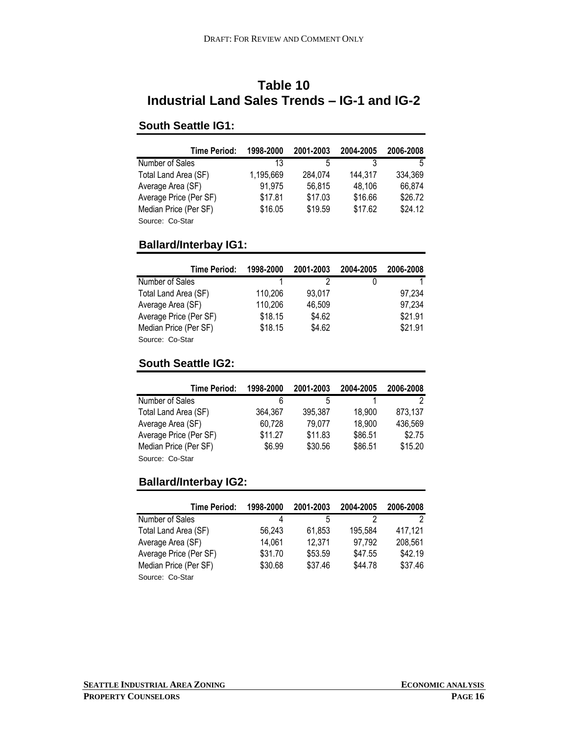# Table 10
# Industrial Land Sales Trends – IG-1 and IG-2

### South Seattle IG1:

| Time Period: | 1998-2000 | 2001-2003 | 2004-2005 | 2006-2008 |
|---|---|---|---|---|
| Number of Sales | 13 | 5 | 3 | 5 |
| Total Land Area (SF) | 1,195,669 | 284,074 | 144,317 | 334,369 |
| Average Area (SF) | 91,975 | 56,815 | 48,106 | 66,874 |
| Average Price (Per SF) | $17.81 | $17.03 | $16.66 | $26.72 |
| Median Price (Per SF) | $16.05 | $19.59 | $17.62 | $24.12 |

Source: Co-Star

### Ballard/Interbay IG1:

| Time Period: | 1998-2000 | 2001-2003 | 2004-2005 | 2006-2008 |
|---|---|---|---|---|
| Number of Sales | 1 | 2 | 0 | 1 |
| Total Land Area (SF) | 110,206 | 93,017 | | 97,234 |
| Average Area (SF) | 110,206 | 46,509 | | 97,234 |
| Average Price (Per SF) | $18.15 | $4.62 | | $21.91 |
| Median Price (Per SF) | $18.15 | $4.62 | | $21.91 |

Source: Co-Star

### South Seattle IG2:

| Time Period: | 1998-2000 | 2001-2003 | 2004-2005 | 2006-2008 |
|---|---|---|---|---|
| Number of Sales | 6 | 5 | 1 | 2 |
| Total Land Area (SF) | 364,367 | 395,387 | 18,900 | 873,137 |
| Average Area (SF) | 60,728 | 79,077 | 18,900 | 436,569 |
| Average Price (Per SF) | $11.27 | $11.83 | $86.51 | $2.75 |
| Median Price (Per SF) | $6.99 | $30.56 | $86.51 | $15.20 |

Source: Co-Star

### Ballard/Interbay IG2:

| Time Period: | 1998-2000 | 2001-2003 | 2004-2005 | 2006-2008 |
|---|---|---|---|---|
| Number of Sales | 4 | 5 | 2 | 2 |
| Total Land Area (SF) | 56,243 | 61,853 | 195,584 | 417,121 |
| Average Area (SF) | 14,061 | 12,371 | 97,792 | 208,561 |
| Average Price (Per SF) | $31.70 | $53.59 | $47.55 | $42.19 |
| Median Price (Per SF) | $30.68 | $37.46 | $44.78 | $37.46 |

Source: Co-Star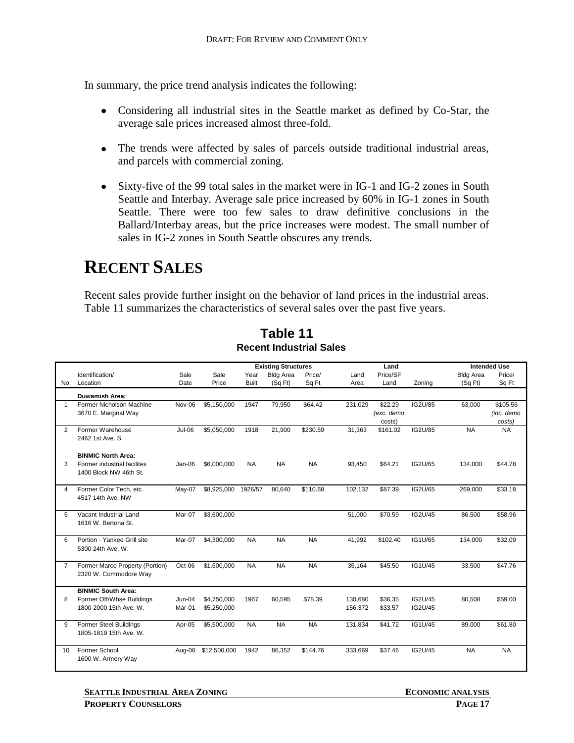In summary, the price trend analysis indicates the following:

- Considering all industrial sites in the Seattle market as defined by Co-Star, the average sale prices increased almost three-fold.
- The trends were affected by sales of parcels outside traditional industrial areas, and parcels with commercial zoning.
- Sixty-five of the 99 total sales in the market were in IG-1 and IG-2 zones in South Seattle and Interbay. Average sale price increased by 60% in IG-1 zones in South Seattle. There were too few sales to draw definitive conclusions in the Ballard/Interbay areas, but the price increases were modest. The small number of sales in IG-2 zones in South Seattle obscures any trends.

# Recent Sales

Recent sales provide further insight on the behavior of land prices in the industrial areas. Table 11 summarizes the characteristics of several sales over the past five years.

## Table 11
**Recent Industrial Sales**

| | | | | Existing Structures | | | Land | | | Intended Use | |
|---|---|---|---|---|---|---|---|---|---|---|---|
| No. | Identification/ Location | Sale Date | Sale Price | Year Built | Bldg Area (Sq Ft) | Price/ Sq Ft | Land Area | Price/SF Land | Zoning | Bldg Area (Sq Ft) | Price/ Sq Ft |
| | **Duwamish Area:** | | | | | | | | | | |
| 1 | Former Nicholson Machine 3670 E. Marginal Way | Nov-06 | $5,150,000 | 1947 | 79,950 | $64.42 | 231,029 | $22.29 *(exc. demo costs)* | IG2U/85 | 63,000 | $105.56 *(inc. demo costs)* |
| 2 | Former Warehouse 2462 1st Ave. S. | Jul-06 | $5,050,000 | 1918 | 21,900 | $230.59 | 31,363 | $161.02 | IG2U/85 | NA | NA |
| | **BINMIC North Area:** | | | | | | | | | | |
| 3 | Former industrial facilites 1400 Block NW 46th St. | Jan-06 | $6,000,000 | NA | NA | NA | 93,450 | $64.21 | IG2U/65 | 134,000 | $44.78 |
| 4 | Former Color Tech, etc. 4517 14th Ave. NW | May-07 | $8,925,000 | 1926/57 | 80,640 | $110.68 | 102,132 | $87.39 | IG2U/65 | 269,000 | $33.18 |
| 5 | Vacant Industrial Land 1616 W. Bertona St. | Mar-07 | $3,600,000 | | | | 51,000 | $70.59 | IG2U/45 | 86,500 | $58.96 |
| 6 | Portion - Yankee Grill site 5300 24th Ave. W. | Mar-07 | $4,300,000 | NA | NA | NA | 41,992 | $102.40 | IG1U/65 | 134,000 | $32.09 |
| 7 | Former Marco Property (Portion) 2320 W. Commodore Way | Oct-06 | $1,600,000 | NA | NA | NA | 35,164 | $45.50 | IG1U/45 | 33,500 | $47.76 |
| | **BINMIC South Area:** | | | | | | | | | | |
| 8 | Former Off/Whse Buildings 1800-2000 15th Ave. W. | Jun-04 Mar-01 | $4,750,000 $5,250,000 | 1967 | 60,595 | $78.39 | 130,680 156,372 | $36.35 $33.57 | IG2U/45 IG2U/45 | 80,508 | $59.00 |
| 9 | Former Steel Buildings 1805-1819 15th Ave. W. | Apr-05 | $5,500,000 | NA | NA | NA | 131,834 | $41.72 | IG1U/45 | 89,000 | $61.80 |
| 10 | Former School 1600 W. Armory Way | Aug-06 | $12,500,000 | 1942 | 86,352 | $144.76 | 333,669 | $37.46 | IG2U/45 | NA | NA |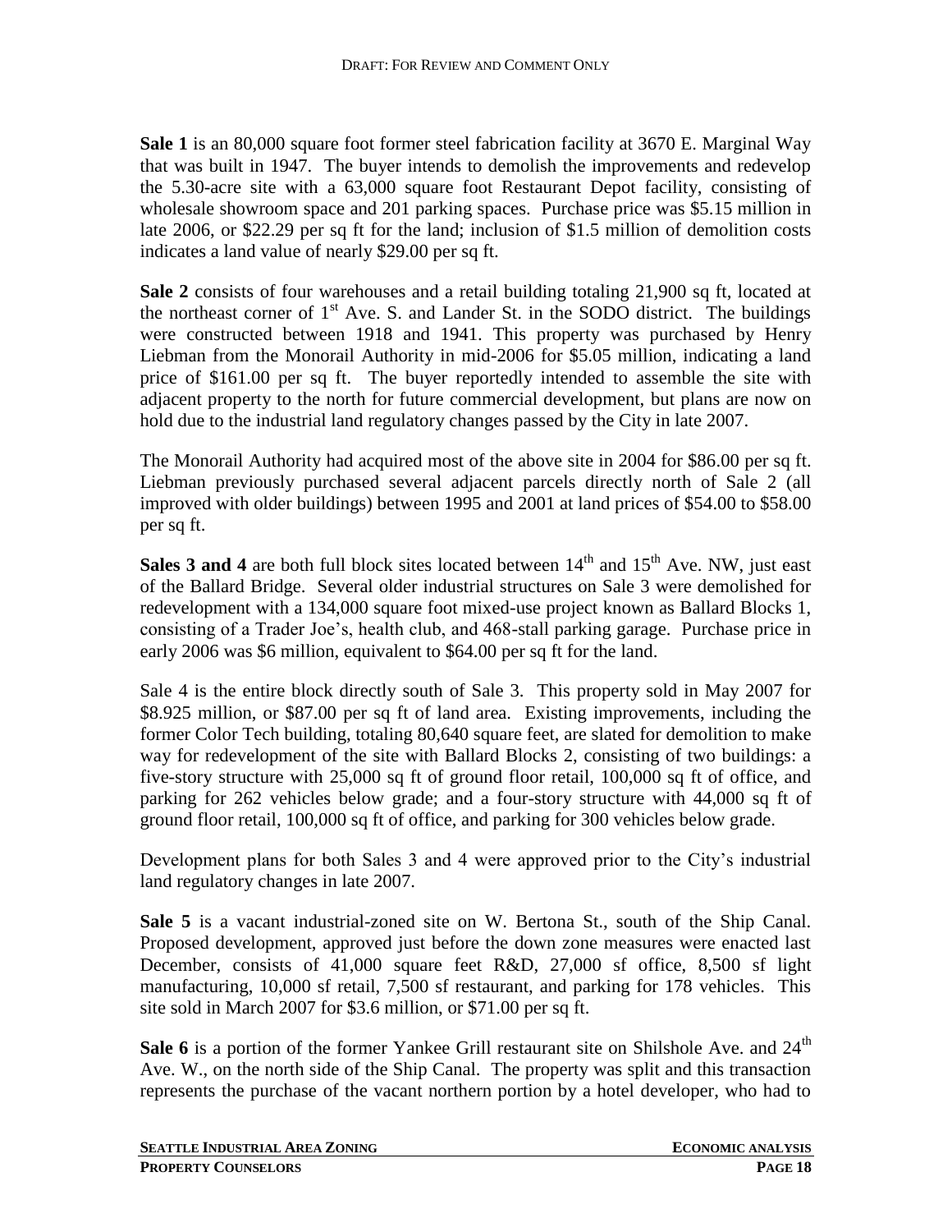**Sale 1** is an 80,000 square foot former steel fabrication facility at 3670 E. Marginal Way that was built in 1947. The buyer intends to demolish the improvements and redevelop the 5.30-acre site with a 63,000 square foot Restaurant Depot facility, consisting of wholesale showroom space and 201 parking spaces. Purchase price was $5.15 million in late 2006, or $22.29 per sq ft for the land; inclusion of $1.5 million of demolition costs indicates a land value of nearly $29.00 per sq ft.

**Sale 2** consists of four warehouses and a retail building totaling 21,900 sq ft, located at the northeast corner of 1st Ave. S. and Lander St. in the SODO district. The buildings were constructed between 1918 and 1941. This property was purchased by Henry Liebman from the Monorail Authority in mid-2006 for $5.05 million, indicating a land price of $161.00 per sq ft. The buyer reportedly intended to assemble the site with adjacent property to the north for future commercial development, but plans are now on hold due to the industrial land regulatory changes passed by the City in late 2007.

The Monorail Authority had acquired most of the above site in 2004 for $86.00 per sq ft. Liebman previously purchased several adjacent parcels directly north of Sale 2 (all improved with older buildings) between 1995 and 2001 at land prices of $54.00 to $58.00 per sq ft.

**Sales 3 and 4** are both full block sites located between 14th and 15th Ave. NW, just east of the Ballard Bridge. Several older industrial structures on Sale 3 were demolished for redevelopment with a 134,000 square foot mixed-use project known as Ballard Blocks 1, consisting of a Trader Joe's, health club, and 468-stall parking garage. Purchase price in early 2006 was $6 million, equivalent to $64.00 per sq ft for the land.

Sale 4 is the entire block directly south of Sale 3. This property sold in May 2007 for $8.925 million, or $87.00 per sq ft of land area. Existing improvements, including the former Color Tech building, totaling 80,640 square feet, are slated for demolition to make way for redevelopment of the site with Ballard Blocks 2, consisting of two buildings: a five-story structure with 25,000 sq ft of ground floor retail, 100,000 sq ft of office, and parking for 262 vehicles below grade; and a four-story structure with 44,000 sq ft of ground floor retail, 100,000 sq ft of office, and parking for 300 vehicles below grade.

Development plans for both Sales 3 and 4 were approved prior to the City's industrial land regulatory changes in late 2007.

**Sale 5** is a vacant industrial-zoned site on W. Bertona St., south of the Ship Canal. Proposed development, approved just before the down zone measures were enacted last December, consists of 41,000 square feet R&D, 27,000 sf office, 8,500 sf light manufacturing, 10,000 sf retail, 7,500 sf restaurant, and parking for 178 vehicles. This site sold in March 2007 for $3.6 million, or $71.00 per sq ft.

**Sale 6** is a portion of the former Yankee Grill restaurant site on Shilshole Ave. and 24th Ave. W., on the north side of the Ship Canal. The property was split and this transaction represents the purchase of the vacant northern portion by a hotel developer, who had to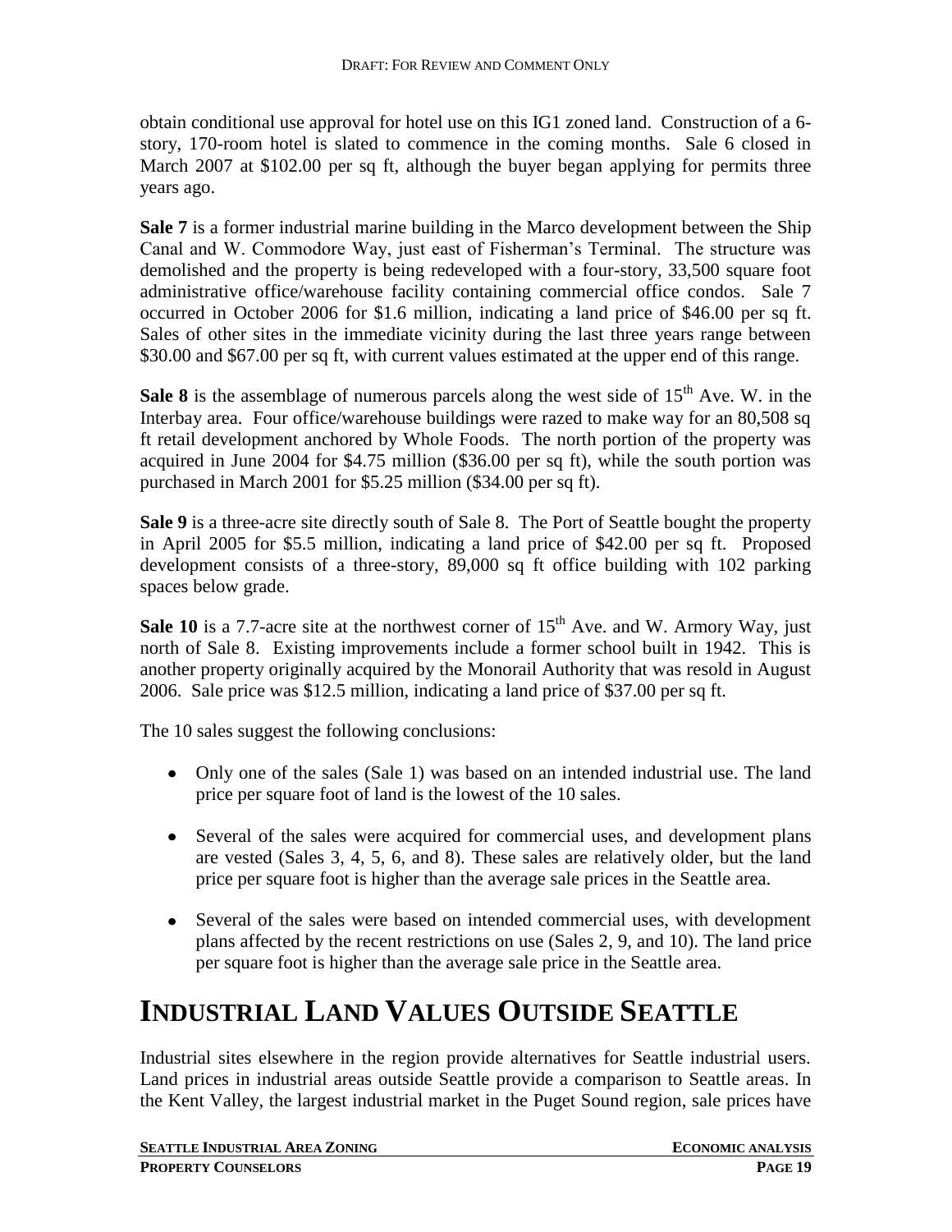obtain conditional use approval for hotel use on this IG1 zoned land. Construction of a 6-story, 170-room hotel is slated to commence in the coming months. Sale 6 closed in March 2007 at $102.00 per sq ft, although the buyer began applying for permits three years ago.

**Sale 7** is a former industrial marine building in the Marco development between the Ship Canal and W. Commodore Way, just east of Fisherman's Terminal. The structure was demolished and the property is being redeveloped with a four-story, 33,500 square foot administrative office/warehouse facility containing commercial office condos. Sale 7 occurred in October 2006 for $1.6 million, indicating a land price of $46.00 per sq ft. Sales of other sites in the immediate vicinity during the last three years range between $30.00 and $67.00 per sq ft, with current values estimated at the upper end of this range.

**Sale 8** is the assemblage of numerous parcels along the west side of 15th Ave. W. in the Interbay area. Four office/warehouse buildings were razed to make way for an 80,508 sq ft retail development anchored by Whole Foods. The north portion of the property was acquired in June 2004 for $4.75 million ($36.00 per sq ft), while the south portion was purchased in March 2001 for $5.25 million ($34.00 per sq ft).

**Sale 9** is a three-acre site directly south of Sale 8. The Port of Seattle bought the property in April 2005 for $5.5 million, indicating a land price of $42.00 per sq ft. Proposed development consists of a three-story, 89,000 sq ft office building with 102 parking spaces below grade.

**Sale 10** is a 7.7-acre site at the northwest corner of 15th Ave. and W. Armory Way, just north of Sale 8. Existing improvements include a former school built in 1942. This is another property originally acquired by the Monorail Authority that was resold in August 2006. Sale price was $12.5 million, indicating a land price of $37.00 per sq ft.

The 10 sales suggest the following conclusions:

- Only one of the sales (Sale 1) was based on an intended industrial use. The land price per square foot of land is the lowest of the 10 sales.
- Several of the sales were acquired for commercial uses, and development plans are vested (Sales 3, 4, 5, 6, and 8). These sales are relatively older, but the land price per square foot is higher than the average sale prices in the Seattle area.
- Several of the sales were based on intended commercial uses, with development plans affected by the recent restrictions on use (Sales 2, 9, and 10). The land price per square foot is higher than the average sale price in the Seattle area.

# INDUSTRIAL LAND VALUES OUTSIDE SEATTLE

Industrial sites elsewhere in the region provide alternatives for Seattle industrial users. Land prices in industrial areas outside Seattle provide a comparison to Seattle areas. In the Kent Valley, the largest industrial market in the Puget Sound region, sale prices have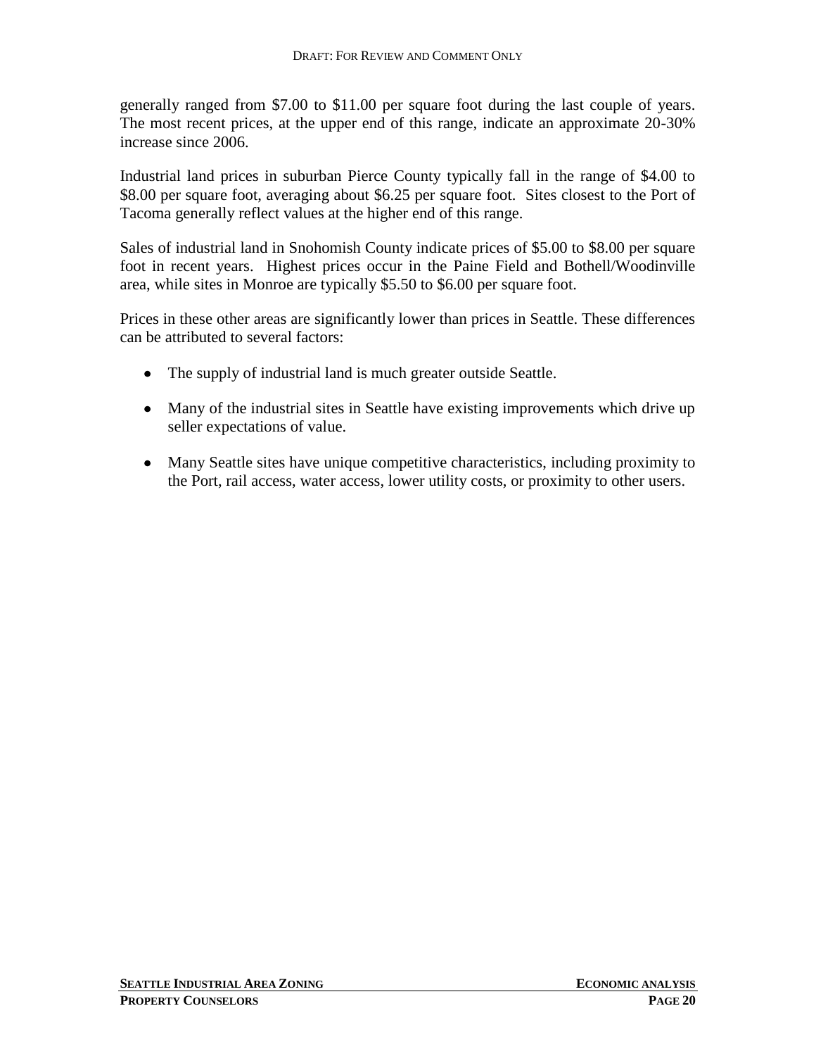generally ranged from $7.00 to $11.00 per square foot during the last couple of years. The most recent prices, at the upper end of this range, indicate an approximate 20-30% increase since 2006.

Industrial land prices in suburban Pierce County typically fall in the range of $4.00 to $8.00 per square foot, averaging about $6.25 per square foot. Sites closest to the Port of Tacoma generally reflect values at the higher end of this range.

Sales of industrial land in Snohomish County indicate prices of $5.00 to $8.00 per square foot in recent years. Highest prices occur in the Paine Field and Bothell/Woodinville area, while sites in Monroe are typically $5.50 to $6.00 per square foot.

Prices in these other areas are significantly lower than prices in Seattle. These differences can be attributed to several factors:

- The supply of industrial land is much greater outside Seattle.
- Many of the industrial sites in Seattle have existing improvements which drive up seller expectations of value.
- Many Seattle sites have unique competitive characteristics, including proximity to the Port, rail access, water access, lower utility costs, or proximity to other users.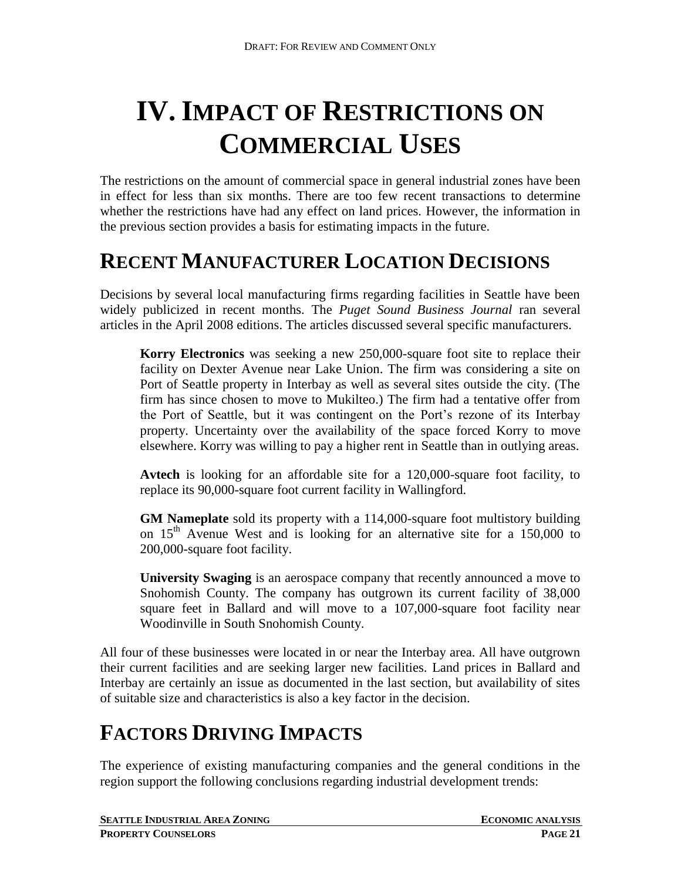# IV. Impact of Restrictions on Commercial Uses

The restrictions on the amount of commercial space in general industrial zones have been in effect for less than six months. There are too few recent transactions to determine whether the restrictions have had any effect on land prices. However, the information in the previous section provides a basis for estimating impacts in the future.

## Recent Manufacturer Location Decisions

Decisions by several local manufacturing firms regarding facilities in Seattle have been widely publicized in recent months. The *Puget Sound Business Journal* ran several articles in the April 2008 editions. The articles discussed several specific manufacturers.

> **Korry Electronics** was seeking a new 250,000-square foot site to replace their facility on Dexter Avenue near Lake Union. The firm was considering a site on Port of Seattle property in Interbay as well as several sites outside the city. (The firm has since chosen to move to Mukilteo.) The firm had a tentative offer from the Port of Seattle, but it was contingent on the Port's rezone of its Interbay property. Uncertainty over the availability of the space forced Korry to move elsewhere. Korry was willing to pay a higher rent in Seattle than in outlying areas.
>
> **Avtech** is looking for an affordable site for a 120,000-square foot facility, to replace its 90,000-square foot current facility in Wallingford.
>
> **GM Nameplate** sold its property with a 114,000-square foot multistory building on 15th Avenue West and is looking for an alternative site for a 150,000 to 200,000-square foot facility.
>
> **University Swaging** is an aerospace company that recently announced a move to Snohomish County. The company has outgrown its current facility of 38,000 square feet in Ballard and will move to a 107,000-square foot facility near Woodinville in South Snohomish County.

All four of these businesses were located in or near the Interbay area. All have outgrown their current facilities and are seeking larger new facilities. Land prices in Ballard and Interbay are certainly an issue as documented in the last section, but availability of sites of suitable size and characteristics is also a key factor in the decision.

## Factors Driving Impacts

The experience of existing manufacturing companies and the general conditions in the region support the following conclusions regarding industrial development trends: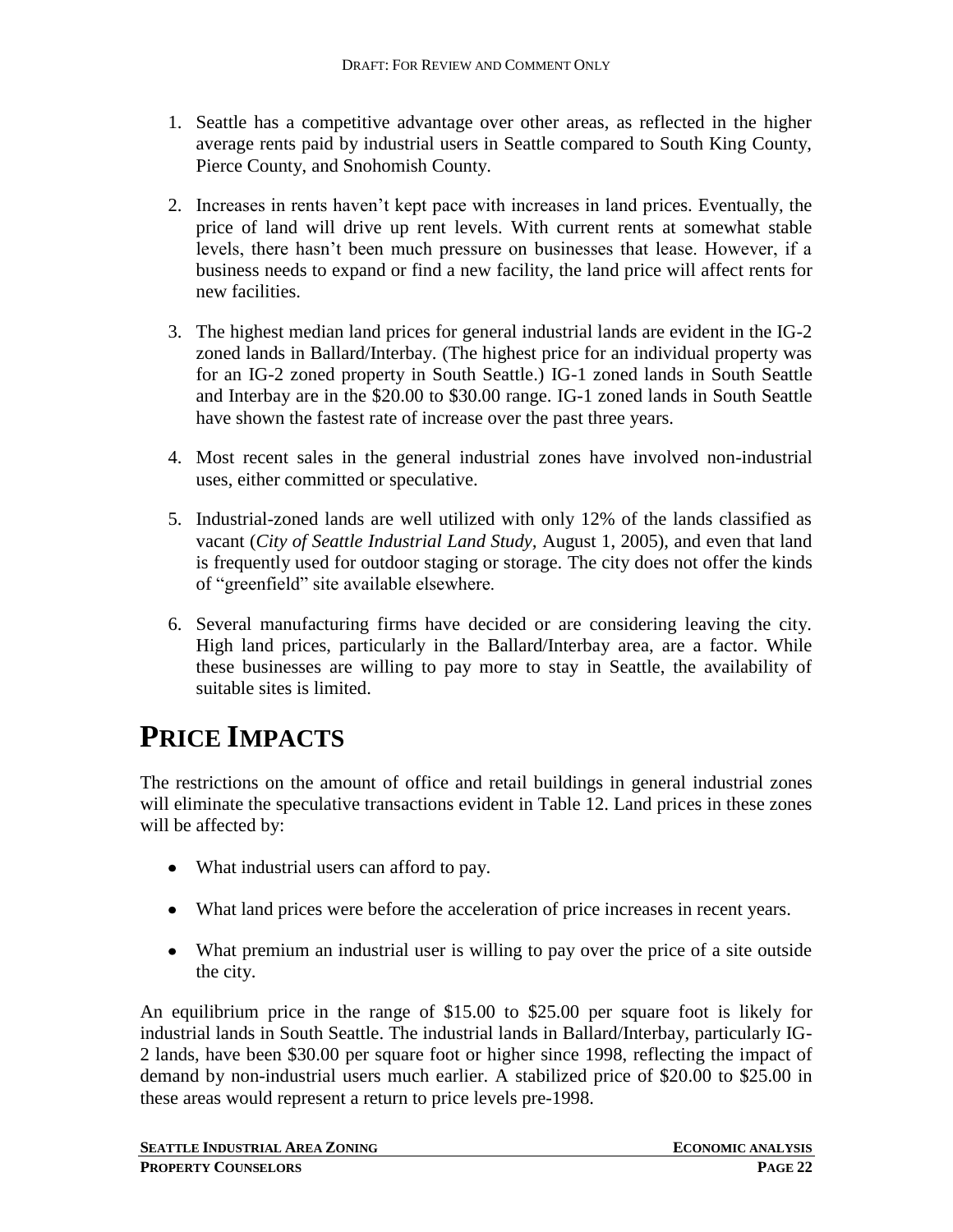1. Seattle has a competitive advantage over other areas, as reflected in the higher average rents paid by industrial users in Seattle compared to South King County, Pierce County, and Snohomish County.

2. Increases in rents haven't kept pace with increases in land prices. Eventually, the price of land will drive up rent levels. With current rents at somewhat stable levels, there hasn't been much pressure on businesses that lease. However, if a business needs to expand or find a new facility, the land price will affect rents for new facilities.

3. The highest median land prices for general industrial lands are evident in the IG-2 zoned lands in Ballard/Interbay. (The highest price for an individual property was for an IG-2 zoned property in South Seattle.) IG-1 zoned lands in South Seattle and Interbay are in the $20.00 to $30.00 range. IG-1 zoned lands in South Seattle have shown the fastest rate of increase over the past three years.

4. Most recent sales in the general industrial zones have involved non-industrial uses, either committed or speculative.

5. Industrial-zoned lands are well utilized with only 12% of the lands classified as vacant (*City of Seattle Industrial Land Study,* August 1, 2005), and even that land is frequently used for outdoor staging or storage. The city does not offer the kinds of "greenfield" site available elsewhere.

6. Several manufacturing firms have decided or are considering leaving the city. High land prices, particularly in the Ballard/Interbay area, are a factor. While these businesses are willing to pay more to stay in Seattle, the availability of suitable sites is limited.

# PRICE IMPACTS

The restrictions on the amount of office and retail buildings in general industrial zones will eliminate the speculative transactions evident in Table 12. Land prices in these zones will be affected by:

- What industrial users can afford to pay.
- What land prices were before the acceleration of price increases in recent years.
- What premium an industrial user is willing to pay over the price of a site outside the city.

An equilibrium price in the range of $15.00 to $25.00 per square foot is likely for industrial lands in South Seattle. The industrial lands in Ballard/Interbay, particularly IG-2 lands, have been $30.00 per square foot or higher since 1998, reflecting the impact of demand by non-industrial users much earlier. A stabilized price of $20.00 to $25.00 in these areas would represent a return to price levels pre-1998.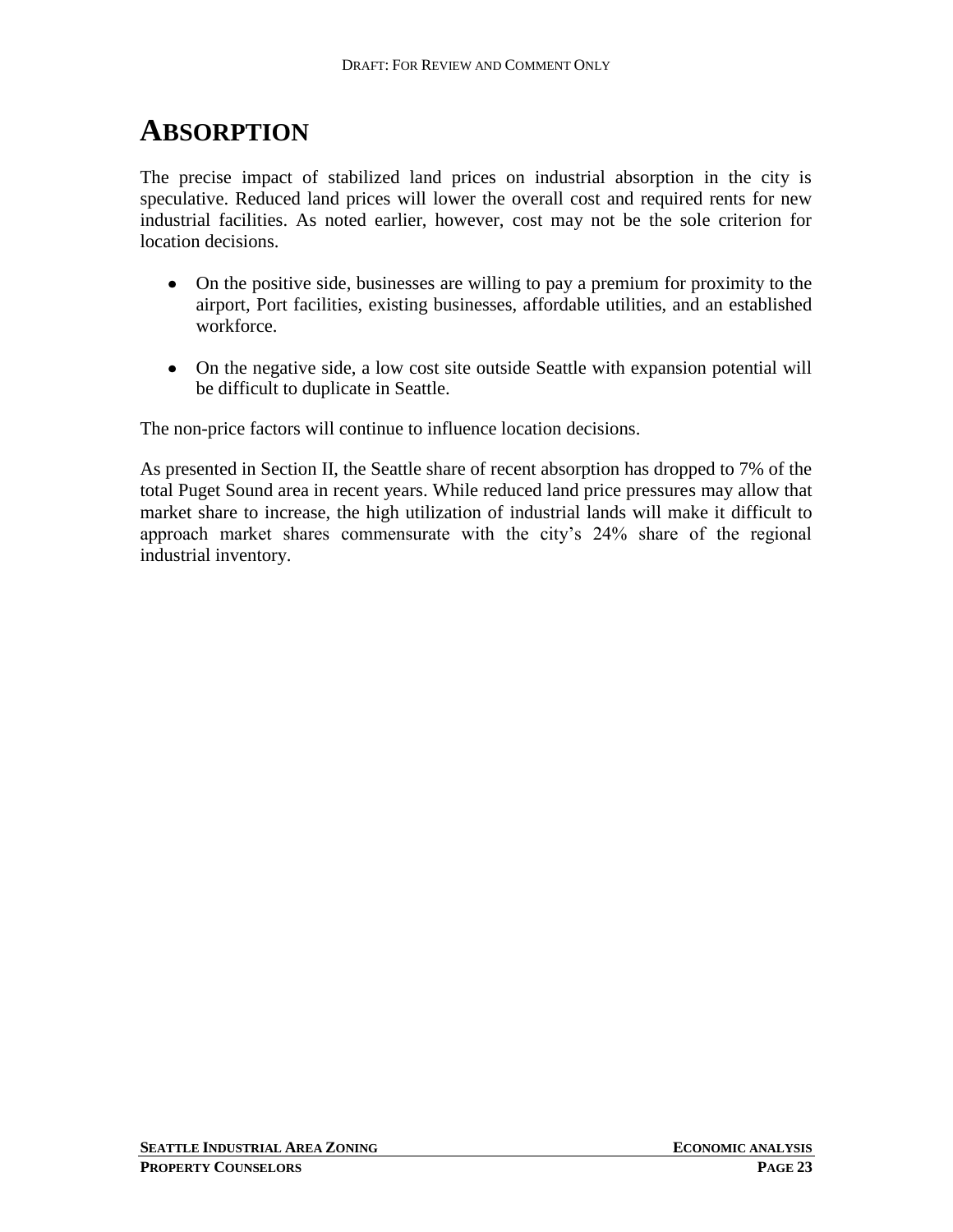# ABSORPTION

The precise impact of stabilized land prices on industrial absorption in the city is speculative. Reduced land prices will lower the overall cost and required rents for new industrial facilities. As noted earlier, however, cost may not be the sole criterion for location decisions.

- On the positive side, businesses are willing to pay a premium for proximity to the airport, Port facilities, existing businesses, affordable utilities, and an established workforce.
- On the negative side, a low cost site outside Seattle with expansion potential will be difficult to duplicate in Seattle.

The non-price factors will continue to influence location decisions.

As presented in Section II, the Seattle share of recent absorption has dropped to 7% of the total Puget Sound area in recent years. While reduced land price pressures may allow that market share to increase, the high utilization of industrial lands will make it difficult to approach market shares commensurate with the city's 24% share of the regional industrial inventory.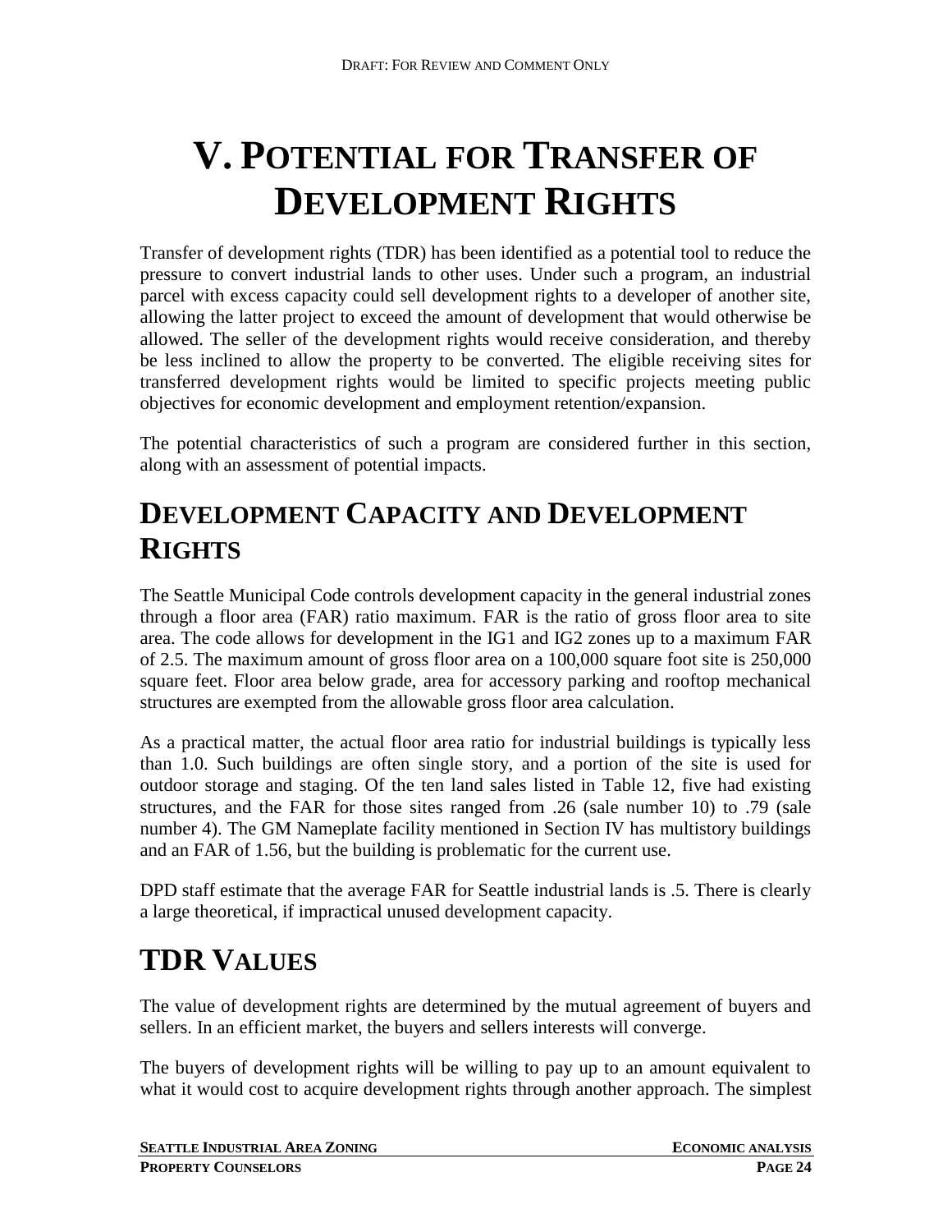# V. POTENTIAL FOR TRANSFER OF DEVELOPMENT RIGHTS

Transfer of development rights (TDR) has been identified as a potential tool to reduce the pressure to convert industrial lands to other uses. Under such a program, an industrial parcel with excess capacity could sell development rights to a developer of another site, allowing the latter project to exceed the amount of development that would otherwise be allowed. The seller of the development rights would receive consideration, and thereby be less inclined to allow the property to be converted. The eligible receiving sites for transferred development rights would be limited to specific projects meeting public objectives for economic development and employment retention/expansion.

The potential characteristics of such a program are considered further in this section, along with an assessment of potential impacts.

## DEVELOPMENT CAPACITY AND DEVELOPMENT RIGHTS

The Seattle Municipal Code controls development capacity in the general industrial zones through a floor area (FAR) ratio maximum. FAR is the ratio of gross floor area to site area. The code allows for development in the IG1 and IG2 zones up to a maximum FAR of 2.5. The maximum amount of gross floor area on a 100,000 square foot site is 250,000 square feet. Floor area below grade, area for accessory parking and rooftop mechanical structures are exempted from the allowable gross floor area calculation.

As a practical matter, the actual floor area ratio for industrial buildings is typically less than 1.0. Such buildings are often single story, and a portion of the site is used for outdoor storage and staging. Of the ten land sales listed in Table 12, five had existing structures, and the FAR for those sites ranged from .26 (sale number 10) to .79 (sale number 4). The GM Nameplate facility mentioned in Section IV has multistory buildings and an FAR of 1.56, but the building is problematic for the current use.

DPD staff estimate that the average FAR for Seattle industrial lands is .5. There is clearly a large theoretical, if impractical unused development capacity.

## TDR VALUES

The value of development rights are determined by the mutual agreement of buyers and sellers. In an efficient market, the buyers and sellers interests will converge.

The buyers of development rights will be willing to pay up to an amount equivalent to what it would cost to acquire development rights through another approach. The simplest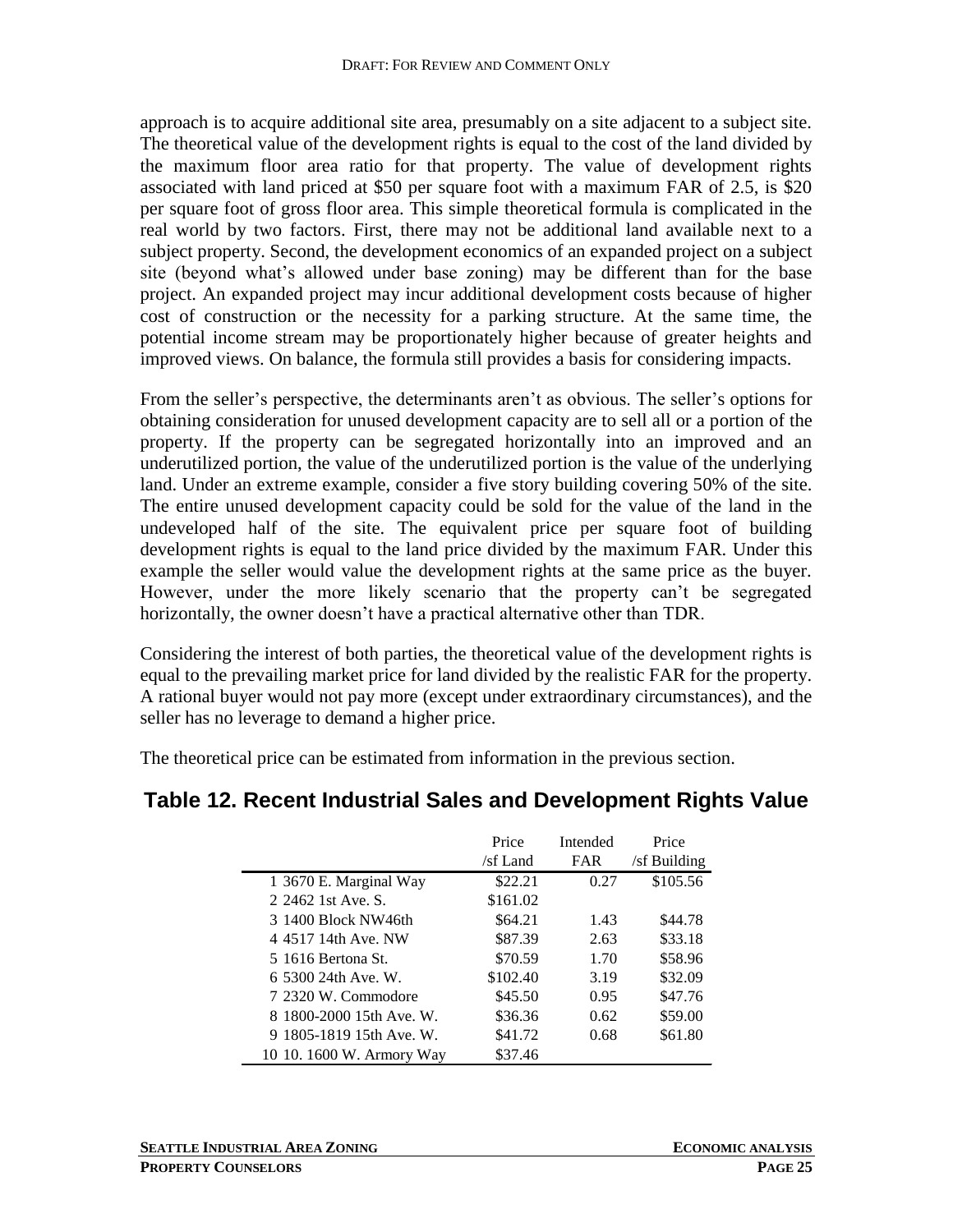approach is to acquire additional site area, presumably on a site adjacent to a subject site. The theoretical value of the development rights is equal to the cost of the land divided by the maximum floor area ratio for that property. The value of development rights associated with land priced at $50 per square foot with a maximum FAR of 2.5, is $20 per square foot of gross floor area. This simple theoretical formula is complicated in the real world by two factors. First, there may not be additional land available next to a subject property. Second, the development economics of an expanded project on a subject site (beyond what's allowed under base zoning) may be different than for the base project. An expanded project may incur additional development costs because of higher cost of construction or the necessity for a parking structure. At the same time, the potential income stream may be proportionately higher because of greater heights and improved views. On balance, the formula still provides a basis for considering impacts.

From the seller's perspective, the determinants aren't as obvious. The seller's options for obtaining consideration for unused development capacity are to sell all or a portion of the property. If the property can be segregated horizontally into an improved and an underutilized portion, the value of the underutilized portion is the value of the underlying land. Under an extreme example, consider a five story building covering 50% of the site. The entire unused development capacity could be sold for the value of the land in the undeveloped half of the site. The equivalent price per square foot of building development rights is equal to the land price divided by the maximum FAR. Under this example the seller would value the development rights at the same price as the buyer. However, under the more likely scenario that the property can't be segregated horizontally, the owner doesn't have a practical alternative other than TDR.

Considering the interest of both parties, the theoretical value of the development rights is equal to the prevailing market price for land divided by the realistic FAR for the property. A rational buyer would not pay more (except under extraordinary circumstances), and the seller has no leverage to demand a higher price.

The theoretical price can be estimated from information in the previous section.

## Table 12. Recent Industrial Sales and Development Rights Value

| | Price /sf Land | Intended FAR | Price /sf Building |
|---|---|---|---|
| 1 3670 E. Marginal Way | $22.21 | 0.27 | $105.56 |
| 2 2462 1st Ave. S. | $161.02 | | |
| 3 1400 Block NW46th | $64.21 | 1.43 | $44.78 |
| 4 4517 14th Ave. NW | $87.39 | 2.63 | $33.18 |
| 5 1616 Bertona St. | $70.59 | 1.70 | $58.96 |
| 6 5300 24th Ave. W. | $102.40 | 3.19 | $32.09 |
| 7 2320 W. Commodore | $45.50 | 0.95 | $47.76 |
| 8 1800-2000 15th Ave. W. | $36.36 | 0.62 | $59.00 |
| 9 1805-1819 15th Ave. W. | $41.72 | 0.68 | $61.80 |
| 10 10. 1600 W. Armory Way | $37.46 | | |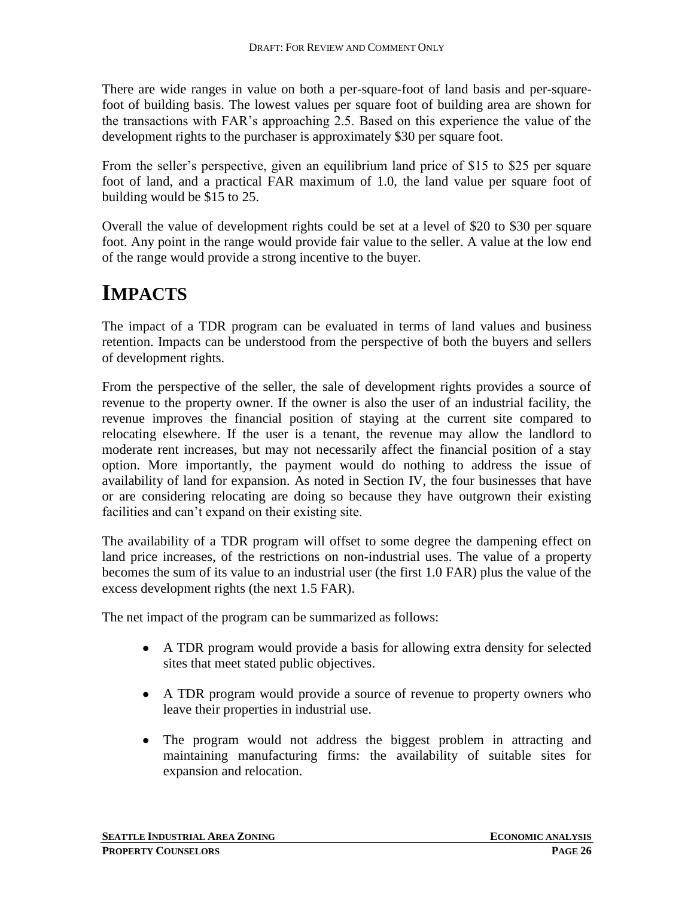There are wide ranges in value on both a per-square-foot of land basis and per-square-foot of building basis. The lowest values per square foot of building area are shown for the transactions with FAR's approaching 2.5. Based on this experience the value of the development rights to the purchaser is approximately $30 per square foot.

From the seller's perspective, given an equilibrium land price of $15 to $25 per square foot of land, and a practical FAR maximum of 1.0, the land value per square foot of building would be $15 to 25.

Overall the value of development rights could be set at a level of $20 to $30 per square foot. Any point in the range would provide fair value to the seller. A value at the low end of the range would provide a strong incentive to the buyer.

# IMPACTS

The impact of a TDR program can be evaluated in terms of land values and business retention. Impacts can be understood from the perspective of both the buyers and sellers of development rights.

From the perspective of the seller, the sale of development rights provides a source of revenue to the property owner. If the owner is also the user of an industrial facility, the revenue improves the financial position of staying at the current site compared to relocating elsewhere. If the user is a tenant, the revenue may allow the landlord to moderate rent increases, but may not necessarily affect the financial position of a stay option. More importantly, the payment would do nothing to address the issue of availability of land for expansion. As noted in Section IV, the four businesses that have or are considering relocating are doing so because they have outgrown their existing facilities and can't expand on their existing site.

The availability of a TDR program will offset to some degree the dampening effect on land price increases, of the restrictions on non-industrial uses. The value of a property becomes the sum of its value to an industrial user (the first 1.0 FAR) plus the value of the excess development rights (the next 1.5 FAR).

The net impact of the program can be summarized as follows:

- A TDR program would provide a basis for allowing extra density for selected sites that meet stated public objectives.
- A TDR program would provide a source of revenue to property owners who leave their properties in industrial use.
- The program would not address the biggest problem in attracting and maintaining manufacturing firms: the availability of suitable sites for expansion and relocation.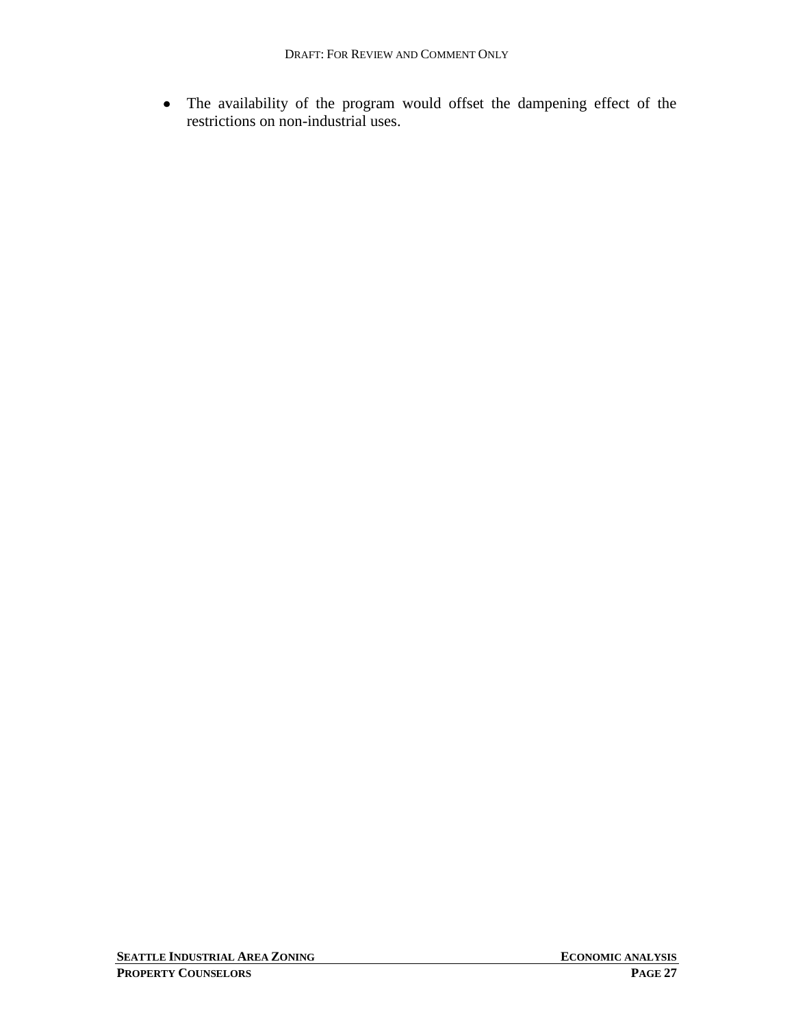- The availability of the program would offset the dampening effect of the restrictions on non-industrial uses.